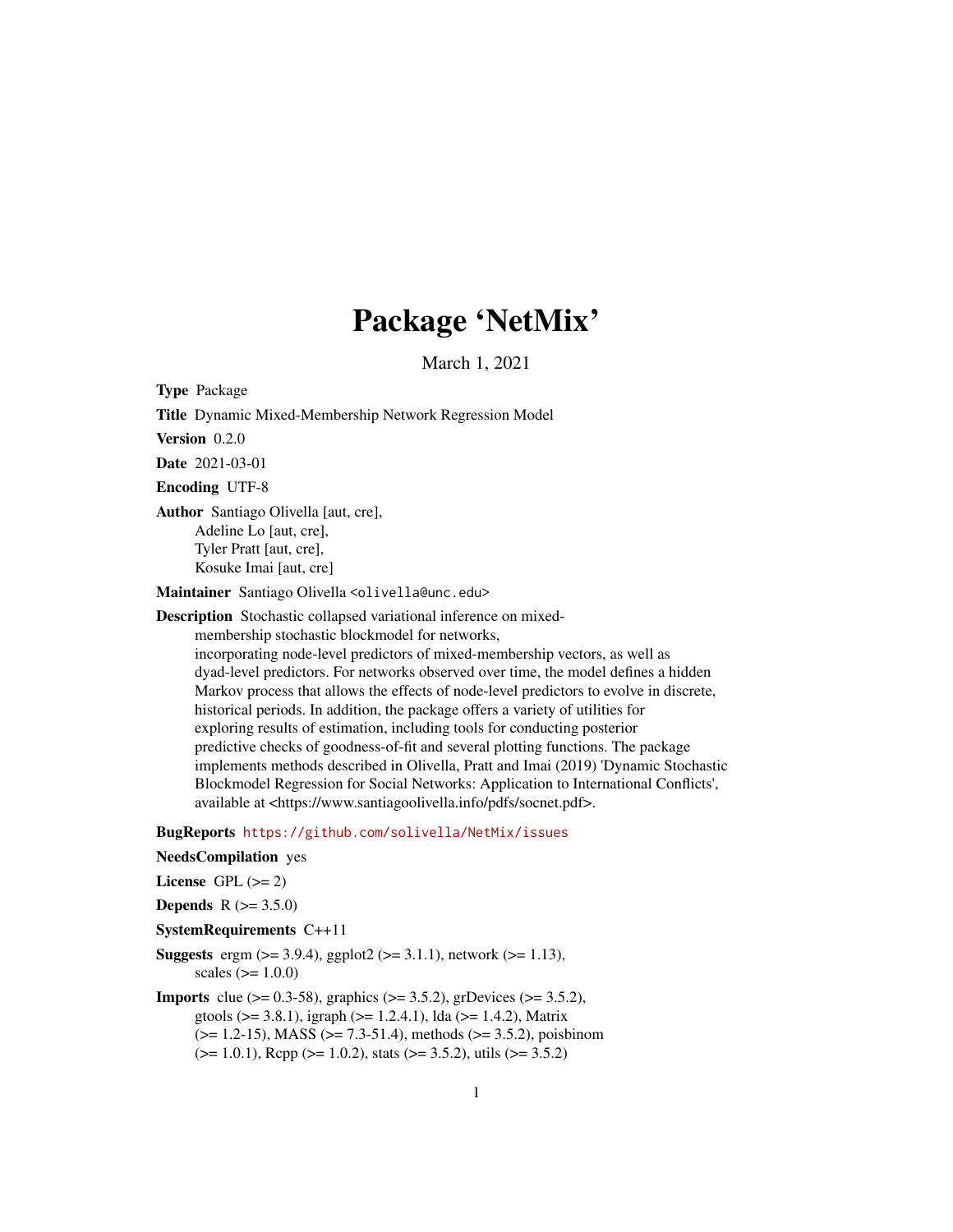# Package 'NetMix'

March 1, 2021

**Type** Package

**Title** Dynamic Mixed-Membership Network Regression Model

**Version** 0.2.0

**Date** 2021-03-01

**Encoding** UTF-8

**Author** Santiago Olivella [aut, cre],
Adeline Lo [aut, cre],
Tyler Pratt [aut, cre],
Kosuke Imai [aut, cre]

**Maintainer** Santiago Olivella <olivella@unc.edu>

**Description** Stochastic collapsed variational inference on mixed-membership stochastic blockmodel for networks, incorporating node-level predictors of mixed-membership vectors, as well as dyad-level predictors. For networks observed over time, the model defines a hidden Markov process that allows the effects of node-level predictors to evolve in discrete, historical periods. In addition, the package offers a variety of utilities for exploring results of estimation, including tools for conducting posterior predictive checks of goodness-of-fit and several plotting functions. The package implements methods described in Olivella, Pratt and Imai (2019) 'Dynamic Stochastic Blockmodel Regression for Social Networks: Application to International Conflicts', available at <https://www.santiagoolivella.info/pdfs/socnet.pdf>.

**BugReports** https://github.com/solivella/NetMix/issues

**NeedsCompilation** yes

**License** GPL (>= 2)

**Depends** R (>= 3.5.0)

**SystemRequirements** C++11

**Suggests** ergm (>= 3.9.4), ggplot2 (>= 3.1.1), network (>= 1.13), scales (>= 1.0.0)

**Imports** clue (>= 0.3-58), graphics (>= 3.5.2), grDevices (>= 3.5.2), gtools (>= 3.8.1), igraph (>= 1.2.4.1), lda (>= 1.4.2), Matrix (>= 1.2-15), MASS (>= 7.3-51.4), methods (>= 3.5.2), poisbinom (>= 1.0.1), Rcpp (>= 1.0.2), stats (>= 3.5.2), utils (>= 3.5.2)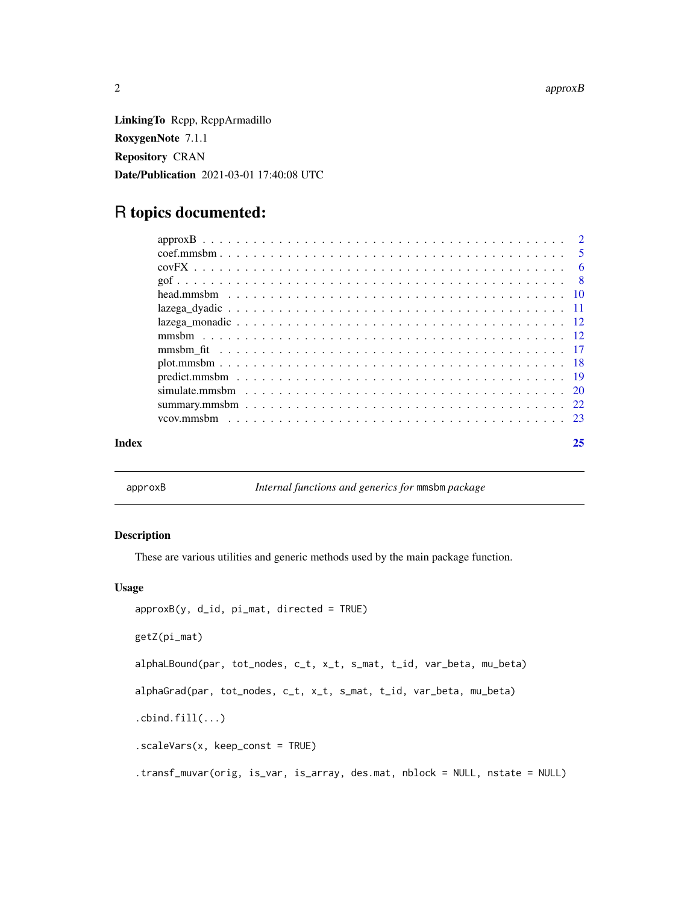**LinkingTo** Rcpp, RcppArmadillo

**RoxygenNote** 7.1.1

**Repository** CRAN

**Date/Publication** 2021-03-01 17:40:08 UTC

# R topics documented:

- approxB . . . . . . . . . . . . . . . . . . . . . . . . . . . . . . . . . . . . . . . . . . 2
- coef.mmsbm . . . . . . . . . . . . . . . . . . . . . . . . . . . . . . . . . . . . . . . . 5
- covFX . . . . . . . . . . . . . . . . . . . . . . . . . . . . . . . . . . . . . . . . . . . 6
- gof . . . . . . . . . . . . . . . . . . . . . . . . . . . . . . . . . . . . . . . . . . . . 8
- head.mmsbm . . . . . . . . . . . . . . . . . . . . . . . . . . . . . . . . . . . . . . . 10
- lazega_dyadic . . . . . . . . . . . . . . . . . . . . . . . . . . . . . . . . . . . . . . 11
- lazega_monadic . . . . . . . . . . . . . . . . . . . . . . . . . . . . . . . . . . . . . 12
- mmsbm . . . . . . . . . . . . . . . . . . . . . . . . . . . . . . . . . . . . . . . . . . 12
- mmsbm_fit . . . . . . . . . . . . . . . . . . . . . . . . . . . . . . . . . . . . . . . . 17
- plot.mmsbm . . . . . . . . . . . . . . . . . . . . . . . . . . . . . . . . . . . . . . . 18
- predict.mmsbm . . . . . . . . . . . . . . . . . . . . . . . . . . . . . . . . . . . . . . 19
- simulate.mmsbm . . . . . . . . . . . . . . . . . . . . . . . . . . . . . . . . . . . . . 20
- summary.mmsbm . . . . . . . . . . . . . . . . . . . . . . . . . . . . . . . . . . . . . 22
- vcov.mmsbm . . . . . . . . . . . . . . . . . . . . . . . . . . . . . . . . . . . . . . . 23

**Index** 25

---

`approxB` *Internal functions and generics for* `mmsbm` *package*

---

### Description

These are various utilities and generic methods used by the main package function.

### Usage

```
approxB(y, d_id, pi_mat, directed = TRUE)

getZ(pi_mat)

alphaLBound(par, tot_nodes, c_t, x_t, s_mat, t_id, var_beta, mu_beta)

alphaGrad(par, tot_nodes, c_t, x_t, s_mat, t_id, var_beta, mu_beta)

.cbind.fill(...)

.scaleVars(x, keep_const = TRUE)

.transf_muvar(orig, is_var, is_array, des.mat, nblock = NULL, nstate = NULL)
```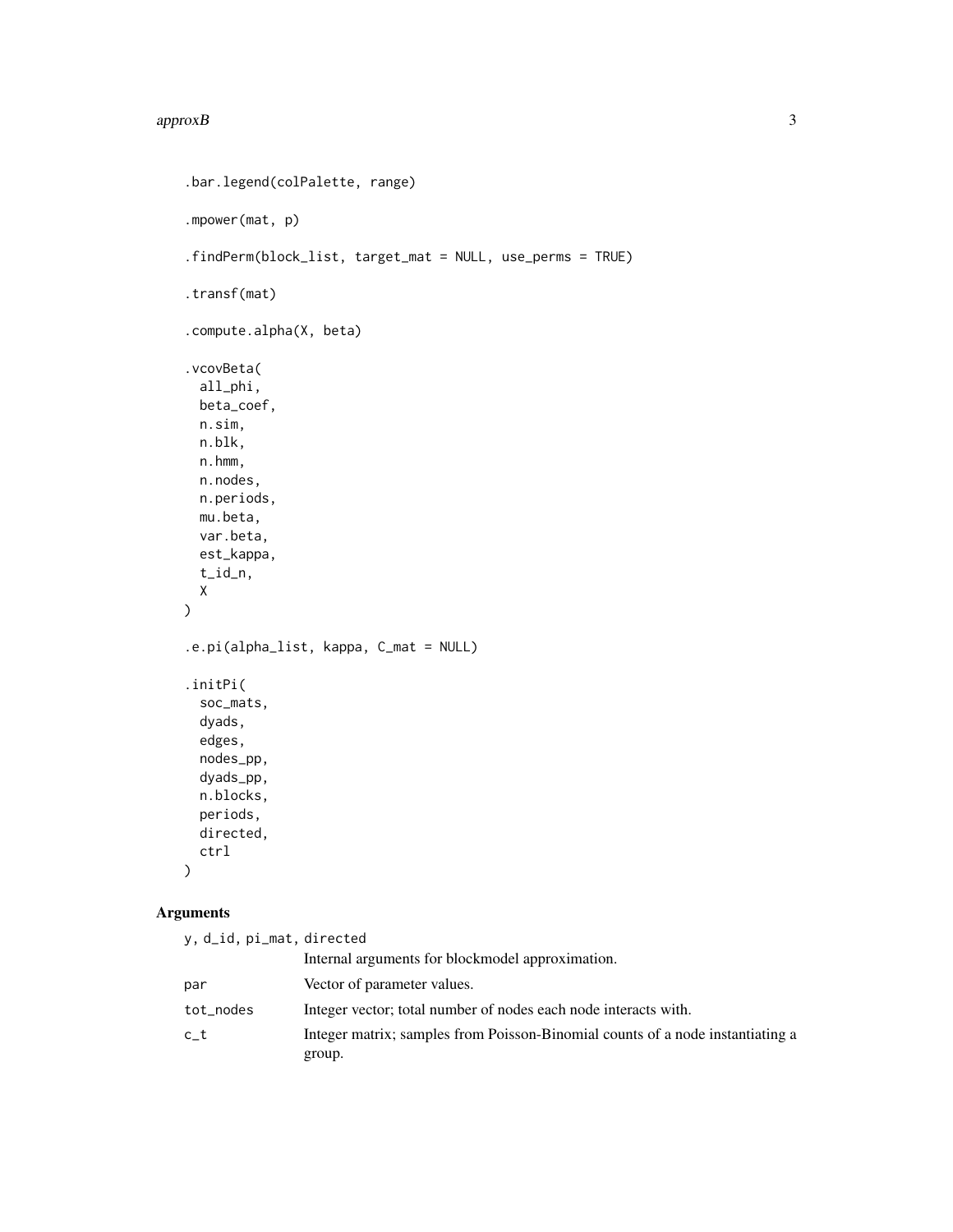```
.bar.legend(colPalette, range)

.mpower(mat, p)

.findPerm(block_list, target_mat = NULL, use_perms = TRUE)

.transf(mat)

.compute.alpha(X, beta)

.vcovBeta(
  all_phi,
  beta_coef,
  n.sim,
  n.blk,
  n.hmm,
  n.nodes,
  n.periods,
  mu.beta,
  var.beta,
  est_kappa,
  t_id_n,
  X
)

.e.pi(alpha_list, kappa, C_mat = NULL)

.initPi(
  soc_mats,
  dyads,
  edges,
  nodes_pp,
  dyads_pp,
  n.blocks,
  periods,
  directed,
  ctrl
)
```

## Arguments

| | |
|---|---|
| y, d_id, pi_mat, directed | Internal arguments for blockmodel approximation. |
| par | Vector of parameter values. |
| tot_nodes | Integer vector; total number of nodes each node interacts with. |
| c_t | Integer matrix; samples from Poisson-Binomial counts of a node instantiating a group. |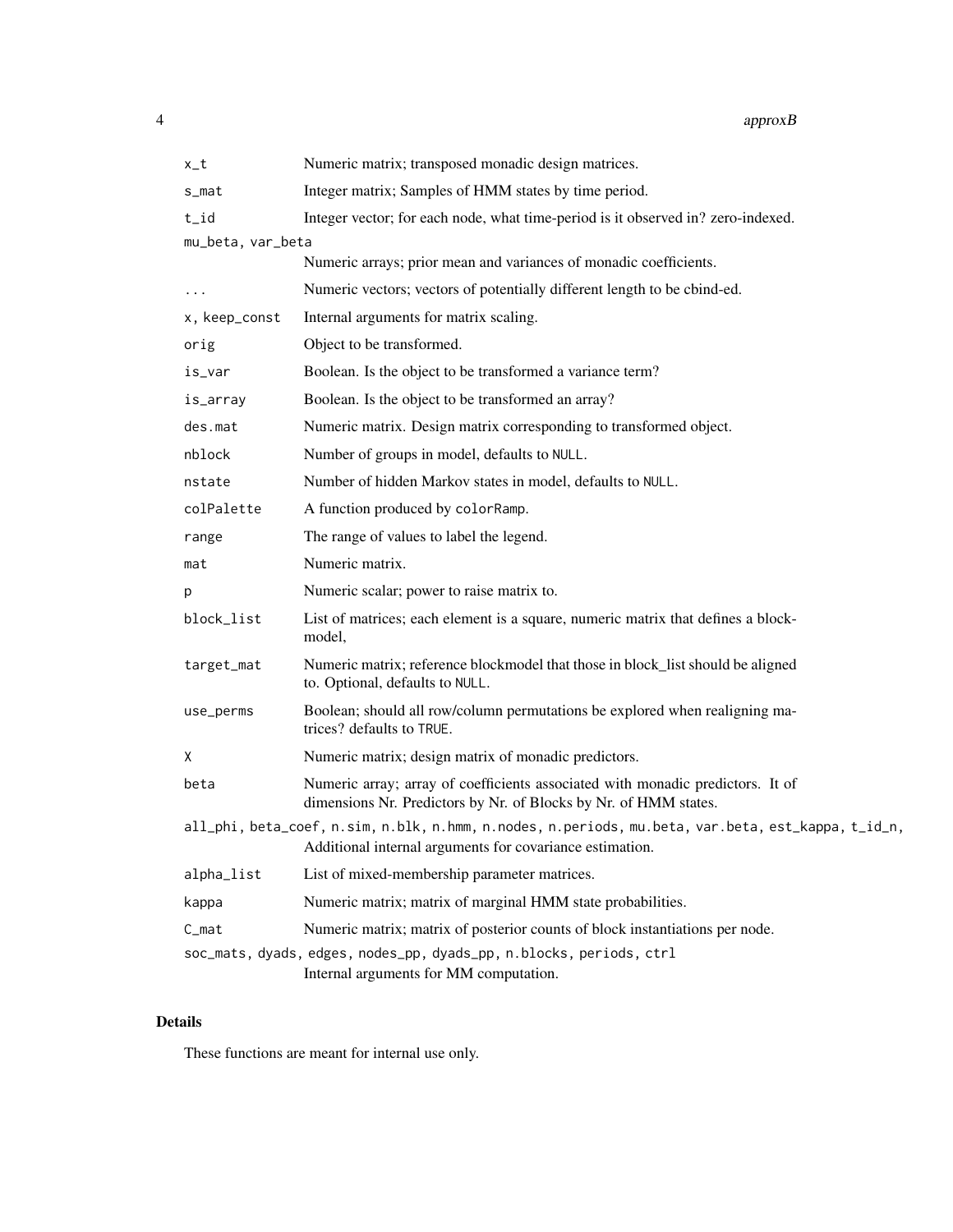| | |
|---|---|
| x_t | Numeric matrix; transposed monadic design matrices. |
| s_mat | Integer matrix; Samples of HMM states by time period. |
| t_id | Integer vector; for each node, what time-period is it observed in? zero-indexed. |
| mu_beta, var_beta | Numeric arrays; prior mean and variances of monadic coefficients. |
| ... | Numeric vectors; vectors of potentially different length to be cbind-ed. |
| x, keep_const | Internal arguments for matrix scaling. |
| orig | Object to be transformed. |
| is_var | Boolean. Is the object to be transformed a variance term? |
| is_array | Boolean. Is the object to be transformed an array? |
| des.mat | Numeric matrix. Design matrix corresponding to transformed object. |
| nblock | Number of groups in model, defaults to NULL. |
| nstate | Number of hidden Markov states in model, defaults to NULL. |
| colPalette | A function produced by colorRamp. |
| range | The range of values to label the legend. |
| mat | Numeric matrix. |
| p | Numeric scalar; power to raise matrix to. |
| block_list | List of matrices; each element is a square, numeric matrix that defines a blockmodel, |
| target_mat | Numeric matrix; reference blockmodel that those in block_list should be aligned to. Optional, defaults to NULL. |
| use_perms | Boolean; should all row/column permutations be explored when realigning matrices? defaults to TRUE. |
| X | Numeric matrix; design matrix of monadic predictors. |
| beta | Numeric array; array of coefficients associated with monadic predictors. It of dimensions Nr. Predictors by Nr. of Blocks by Nr. of HMM states. |
| all_phi, beta_coef, n.sim, n.blk, n.hmm, n.nodes, n.periods, mu.beta, var.beta, est_kappa, t_id_n, | Additional internal arguments for covariance estimation. |
| alpha_list | List of mixed-membership parameter matrices. |
| kappa | Numeric matrix; matrix of marginal HMM state probabilities. |
| C_mat | Numeric matrix; matrix of posterior counts of block instantiations per node. |
| soc_mats, dyads, edges, nodes_pp, dyads_pp, n.blocks, periods, ctrl | Internal arguments for MM computation. |

## Details

These functions are meant for internal use only.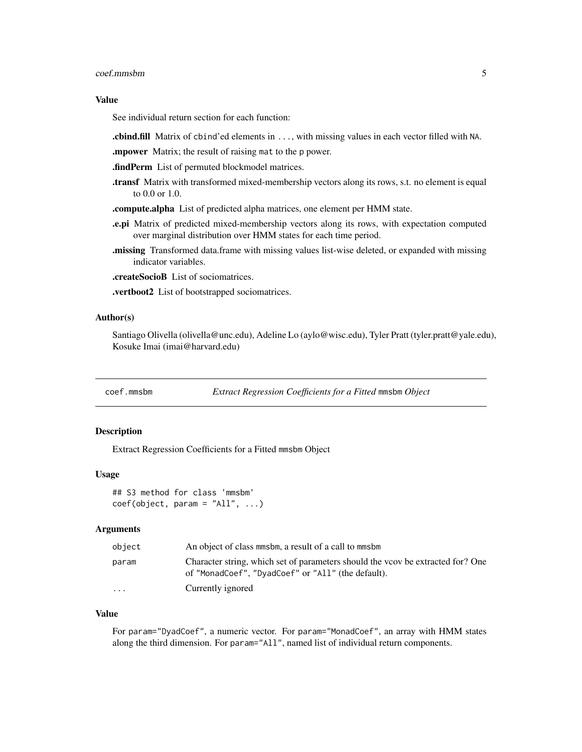### Value

See individual return section for each function:

**.cbind.fill** Matrix of cbind'ed elements in ..., with missing values in each vector filled with NA.

**.mpower** Matrix; the result of raising mat to the p power.

**.findPerm** List of permuted blockmodel matrices.

**.transf** Matrix with transformed mixed-membership vectors along its rows, s.t. no element is equal to 0.0 or 1.0.

**.compute.alpha** List of predicted alpha matrices, one element per HMM state.

**.e.pi** Matrix of predicted mixed-membership vectors along its rows, with expectation computed over marginal distribution over HMM states for each time period.

**.missing** Transformed data.frame with missing values list-wise deleted, or expanded with missing indicator variables.

**.createSocioB** List of sociomatrices.

**.vertboot2** List of bootstrapped sociomatrices.

### Author(s)

Santiago Olivella (olivella@unc.edu), Adeline Lo (aylo@wisc.edu), Tyler Pratt (tyler.pratt@yale.edu), Kosuke Imai (imai@harvard.edu)

---

## coef.mmsbm — *Extract Regression Coefficients for a Fitted* mmsbm *Object*

### Description

Extract Regression Coefficients for a Fitted mmsbm Object

### Usage

```
## S3 method for class 'mmsbm'
coef(object, param = "All", ...)
```

### Arguments

| | |
|---|---|
| object | An object of class mmsbm, a result of a call to mmsbm |
| param | Character string, which set of parameters should the vcov be extracted for? One of "MonadCoef", "DyadCoef" or "All" (the default). |
| ... | Currently ignored |

### Value

For param="DyadCoef", a numeric vector. For param="MonadCoef", an array with HMM states along the third dimension. For param="All", named list of individual return components.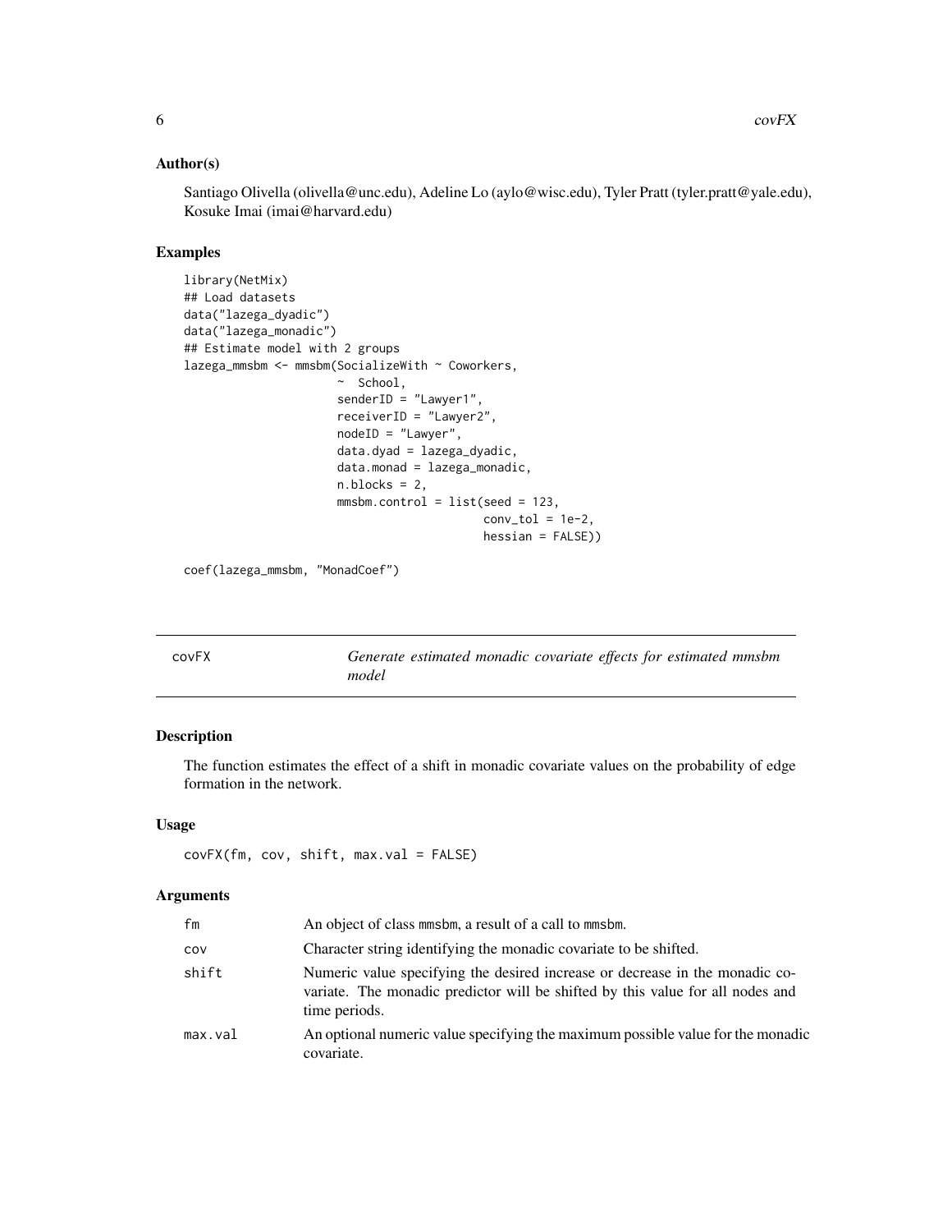## Author(s)

Santiago Olivella (olivella@unc.edu), Adeline Lo (aylo@wisc.edu), Tyler Pratt (tyler.pratt@yale.edu), Kosuke Imai (imai@harvard.edu)

## Examples

```
library(NetMix)
## Load datasets
data("lazega_dyadic")
data("lazega_monadic")
## Estimate model with 2 groups
lazega_mmsbm <- mmsbm(SocializeWith ~ Coworkers,
                      ~  School,
                      senderID = "Lawyer1",
                      receiverID = "Lawyer2",
                      nodeID = "Lawyer",
                      data.dyad = lazega_dyadic,
                      data.monad = lazega_monadic,
                      n.blocks = 2,
                      mmsbm.control = list(seed = 123,
                                           conv_tol = 1e-2,
                                           hessian = FALSE))

coef(lazega_mmsbm, "MonadCoef")
```

---

# covFX

*Generate estimated monadic covariate effects for estimated mmsbm model*

---

## Description

The function estimates the effect of a shift in monadic covariate values on the probability of edge formation in the network.

## Usage

```
covFX(fm, cov, shift, max.val = FALSE)
```

## Arguments

| | |
|---|---|
| fm | An object of class mmsbm, a result of a call to mmsbm. |
| cov | Character string identifying the monadic covariate to be shifted. |
| shift | Numeric value specifying the desired increase or decrease in the monadic covariate. The monadic predictor will be shifted by this value for all nodes and time periods. |
| max.val | An optional numeric value specifying the maximum possible value for the monadic covariate. |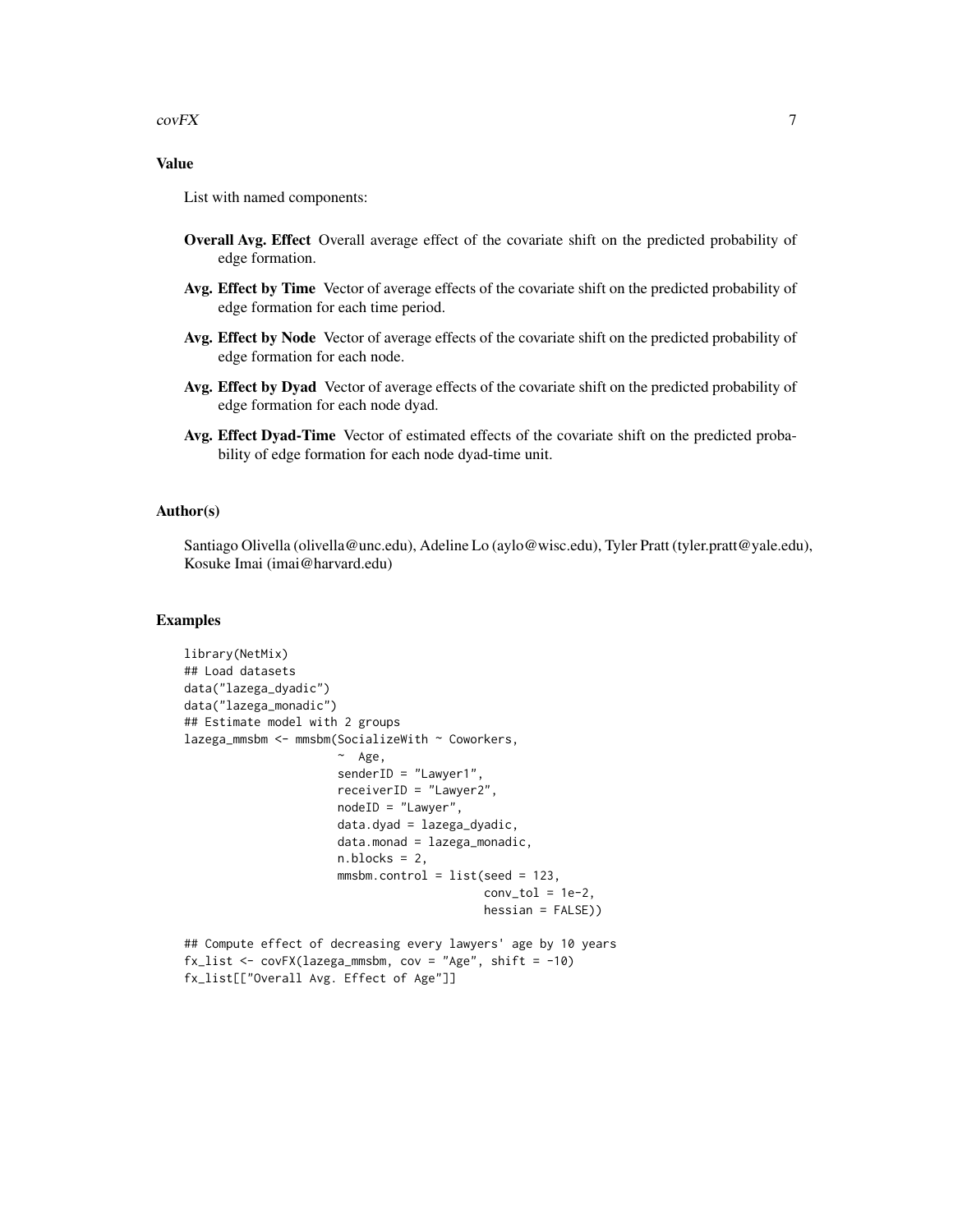## Value

List with named components:

**Overall Avg. Effect** Overall average effect of the covariate shift on the predicted probability of edge formation.

**Avg. Effect by Time** Vector of average effects of the covariate shift on the predicted probability of edge formation for each time period.

**Avg. Effect by Node** Vector of average effects of the covariate shift on the predicted probability of edge formation for each node.

**Avg. Effect by Dyad** Vector of average effects of the covariate shift on the predicted probability of edge formation for each node dyad.

**Avg. Effect Dyad-Time** Vector of estimated effects of the covariate shift on the predicted probability of edge formation for each node dyad-time unit.

## Author(s)

Santiago Olivella (olivella@unc.edu), Adeline Lo (aylo@wisc.edu), Tyler Pratt (tyler.pratt@yale.edu), Kosuke Imai (imai@harvard.edu)

## Examples

```
library(NetMix)
## Load datasets
data("lazega_dyadic")
data("lazega_monadic")
## Estimate model with 2 groups
lazega_mmsbm <- mmsbm(SocializeWith ~ Coworkers,
                      ~  Age,
                      senderID = "Lawyer1",
                      receiverID = "Lawyer2",
                      nodeID = "Lawyer",
                      data.dyad = lazega_dyadic,
                      data.monad = lazega_monadic,
                      n.blocks = 2,
                      mmsbm.control = list(seed = 123,
                                           conv_tol = 1e-2,
                                           hessian = FALSE))

## Compute effect of decreasing every lawyers' age by 10 years
fx_list <- covFX(lazega_mmsbm, cov = "Age", shift = -10)
fx_list[["Overall Avg. Effect of Age"]]
```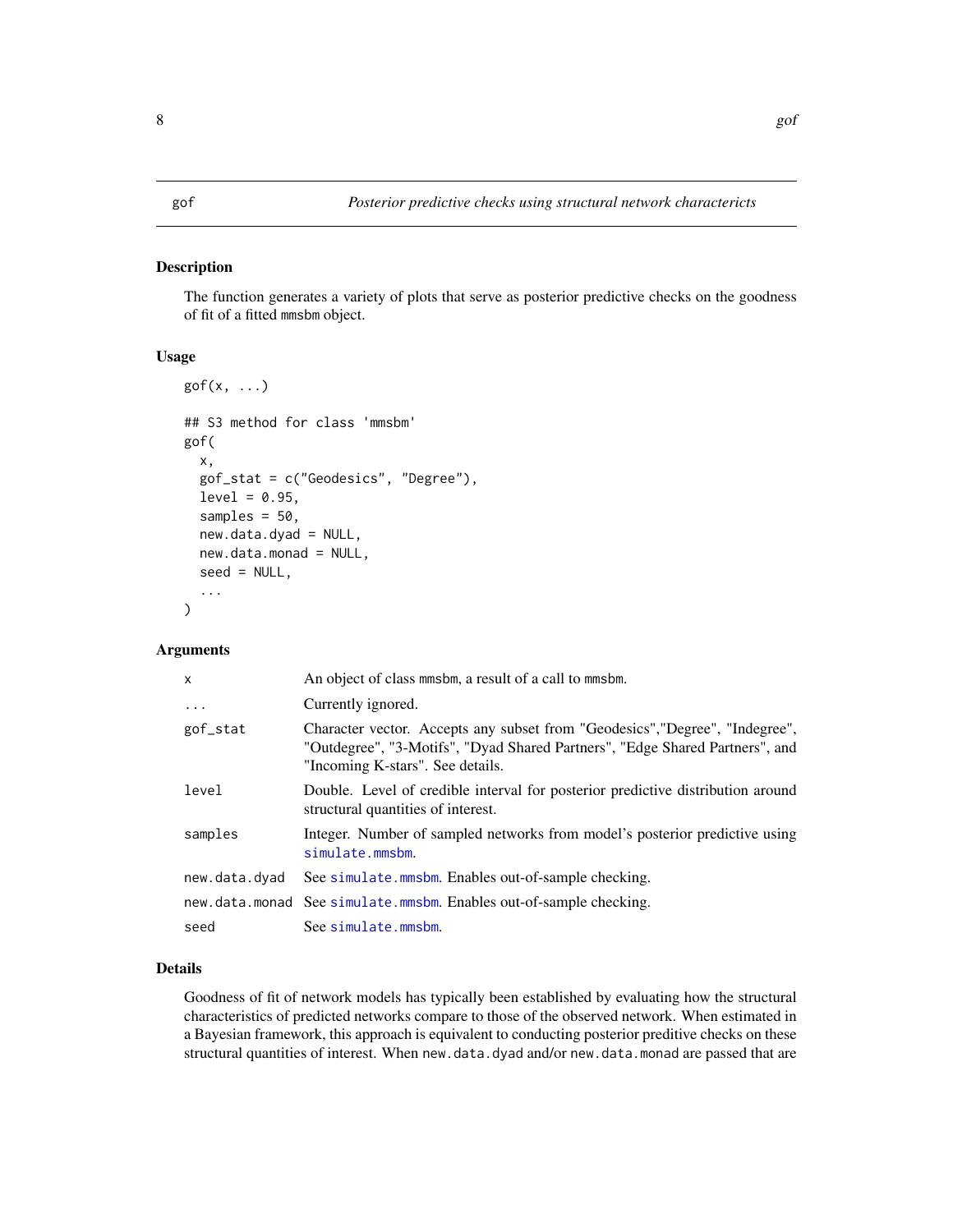gof — *Posterior predictive checks using structural network characterictics*

## Description

The function generates a variety of plots that serve as posterior predictive checks on the goodness of fit of a fitted mmsbm object.

## Usage

```
gof(x, ...)

## S3 method for class 'mmsbm'
gof(
  x,
  gof_stat = c("Geodesics", "Degree"),
  level = 0.95,
  samples = 50,
  new.data.dyad = NULL,
  new.data.monad = NULL,
  seed = NULL,
  ...
)
```

## Arguments

| | |
|---|---|
| x | An object of class mmsbm, a result of a call to mmsbm. |
| ... | Currently ignored. |
| gof_stat | Character vector. Accepts any subset from "Geodesics","Degree", "Indegree", "Outdegree", "3-Motifs", "Dyad Shared Partners", "Edge Shared Partners", and "Incoming K-stars". See details. |
| level | Double. Level of credible interval for posterior predictive distribution around structural quantities of interest. |
| samples | Integer. Number of sampled networks from model's posterior predictive using simulate.mmsbm. |
| new.data.dyad | See simulate.mmsbm. Enables out-of-sample checking. |
| new.data.monad | See simulate.mmsbm. Enables out-of-sample checking. |
| seed | See simulate.mmsbm. |

## Details

Goodness of fit of network models has typically been established by evaluating how the structural characteristics of predicted networks compare to those of the observed network. When estimated in a Bayesian framework, this approach is equivalent to conducting posterior preditive checks on these structural quantities of interest. When new.data.dyad and/or new.data.monad are passed that are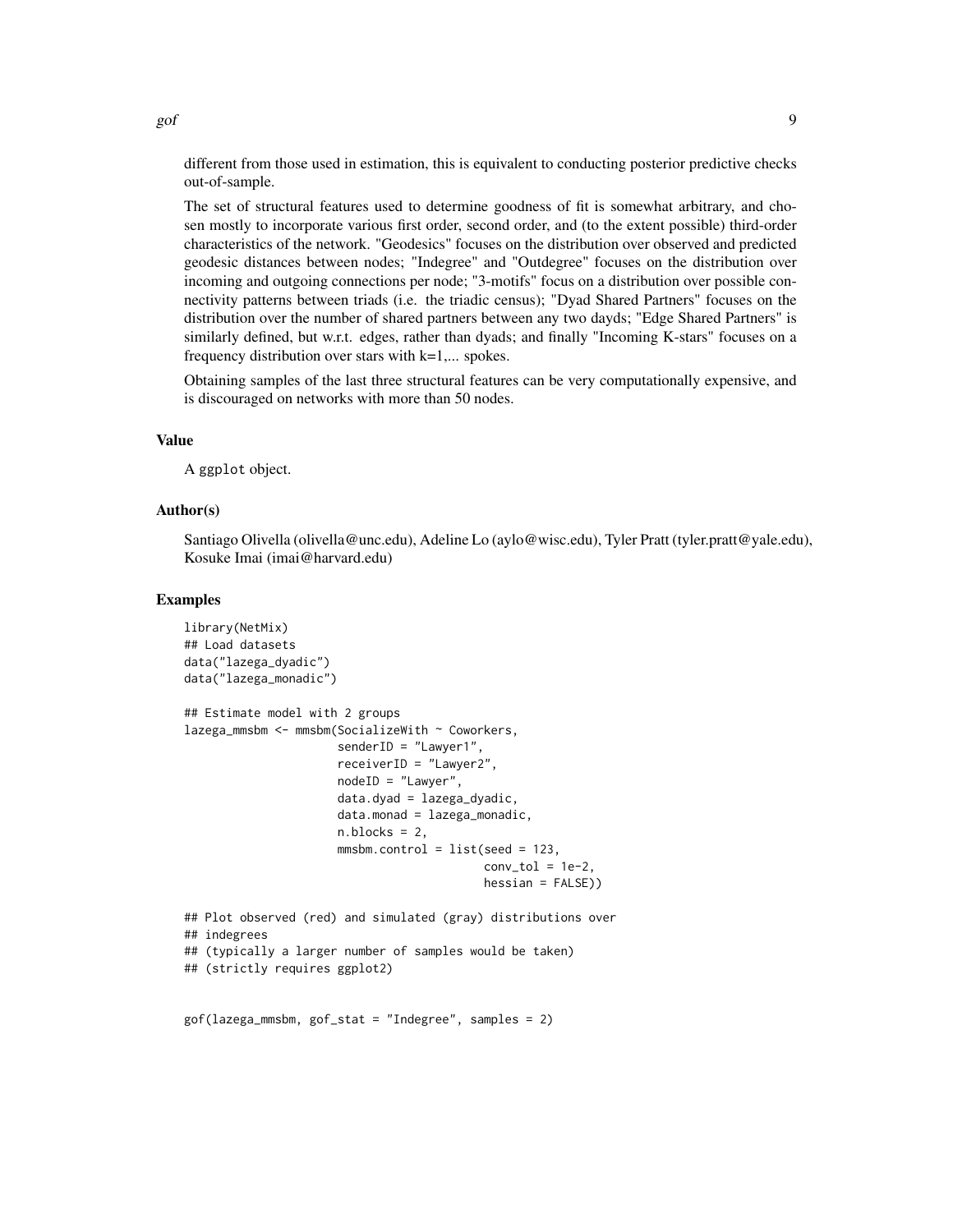different from those used in estimation, this is equivalent to conducting posterior predictive checks out-of-sample.

The set of structural features used to determine goodness of fit is somewhat arbitrary, and chosen mostly to incorporate various first order, second order, and (to the extent possible) third-order characteristics of the network. "Geodesics" focuses on the distribution over observed and predicted geodesic distances between nodes; "Indegree" and "Outdegree" focuses on the distribution over incoming and outgoing connections per node; "3-motifs" focus on a distribution over possible connectivity patterns between triads (i.e. the triadic census); "Dyad Shared Partners" focuses on the distribution over the number of shared partners between any two dayds; "Edge Shared Partners" is similarly defined, but w.r.t. edges, rather than dyads; and finally "Incoming K-stars" focuses on a frequency distribution over stars with k=1,... spokes.

Obtaining samples of the last three structural features can be very computationally expensive, and is discouraged on networks with more than 50 nodes.

### Value

A `ggplot` object.

### Author(s)

Santiago Olivella (olivella@unc.edu), Adeline Lo (aylo@wisc.edu), Tyler Pratt (tyler.pratt@yale.edu), Kosuke Imai (imai@harvard.edu)

### Examples

```
library(NetMix)
## Load datasets
data("lazega_dyadic")
data("lazega_monadic")

## Estimate model with 2 groups
lazega_mmsbm <- mmsbm(SocializeWith ~ Coworkers,
                      senderID = "Lawyer1",
                      receiverID = "Lawyer2",
                      nodeID = "Lawyer",
                      data.dyad = lazega_dyadic,
                      data.monad = lazega_monadic,
                      n.blocks = 2,
                      mmsbm.control = list(seed = 123,
                                           conv_tol = 1e-2,
                                           hessian = FALSE))

## Plot observed (red) and simulated (gray) distributions over
## indegrees
## (typically a larger number of samples would be taken)
## (strictly requires ggplot2)


gof(lazega_mmsbm, gof_stat = "Indegree", samples = 2)
```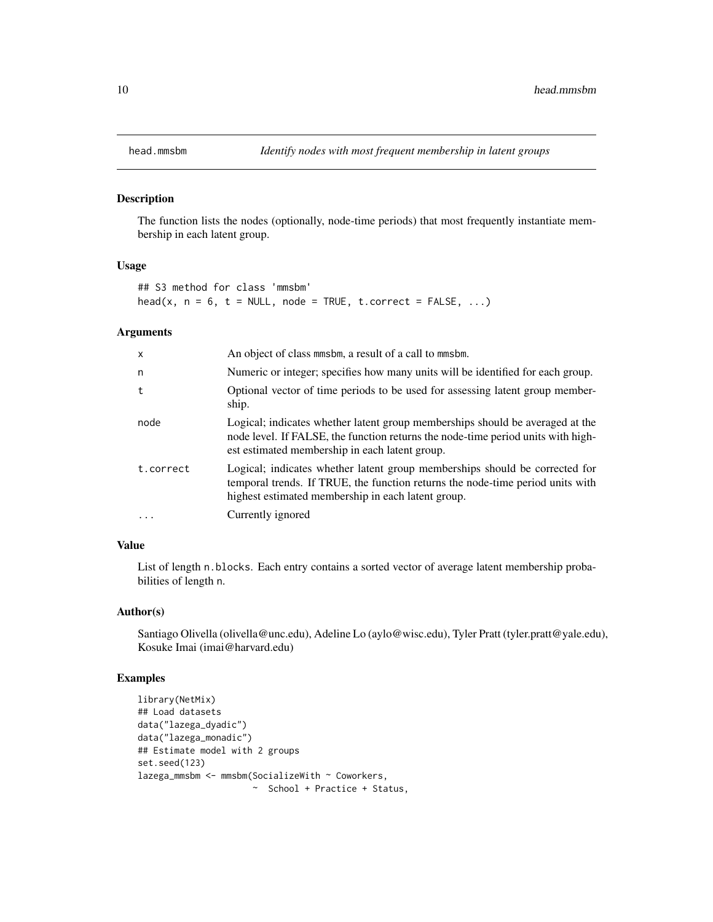## head.mmsbm — *Identify nodes with most frequent membership in latent groups*

### Description

The function lists the nodes (optionally, node-time periods) that most frequently instantiate membership in each latent group.

### Usage

```
## S3 method for class 'mmsbm'
head(x, n = 6, t = NULL, node = TRUE, t.correct = FALSE, ...)
```

### Arguments

| | |
|---|---|
| x | An object of class mmsbm, a result of a call to mmsbm. |
| n | Numeric or integer; specifies how many units will be identified for each group. |
| t | Optional vector of time periods to be used for assessing latent group membership. |
| node | Logical; indicates whether latent group memberships should be averaged at the node level. If FALSE, the function returns the node-time period units with highest estimated membership in each latent group. |
| t.correct | Logical; indicates whether latent group memberships should be corrected for temporal trends. If TRUE, the function returns the node-time period units with highest estimated membership in each latent group. |
| ... | Currently ignored |

### Value

List of length n.blocks. Each entry contains a sorted vector of average latent membership probabilities of length n.

### Author(s)

Santiago Olivella (olivella@unc.edu), Adeline Lo (aylo@wisc.edu), Tyler Pratt (tyler.pratt@yale.edu), Kosuke Imai (imai@harvard.edu)

### Examples

```
library(NetMix)
## Load datasets
data("lazega_dyadic")
data("lazega_monadic")
## Estimate model with 2 groups
set.seed(123)
lazega_mmsbm <- mmsbm(SocializeWith ~ Coworkers,
                      ~  School + Practice + Status,
```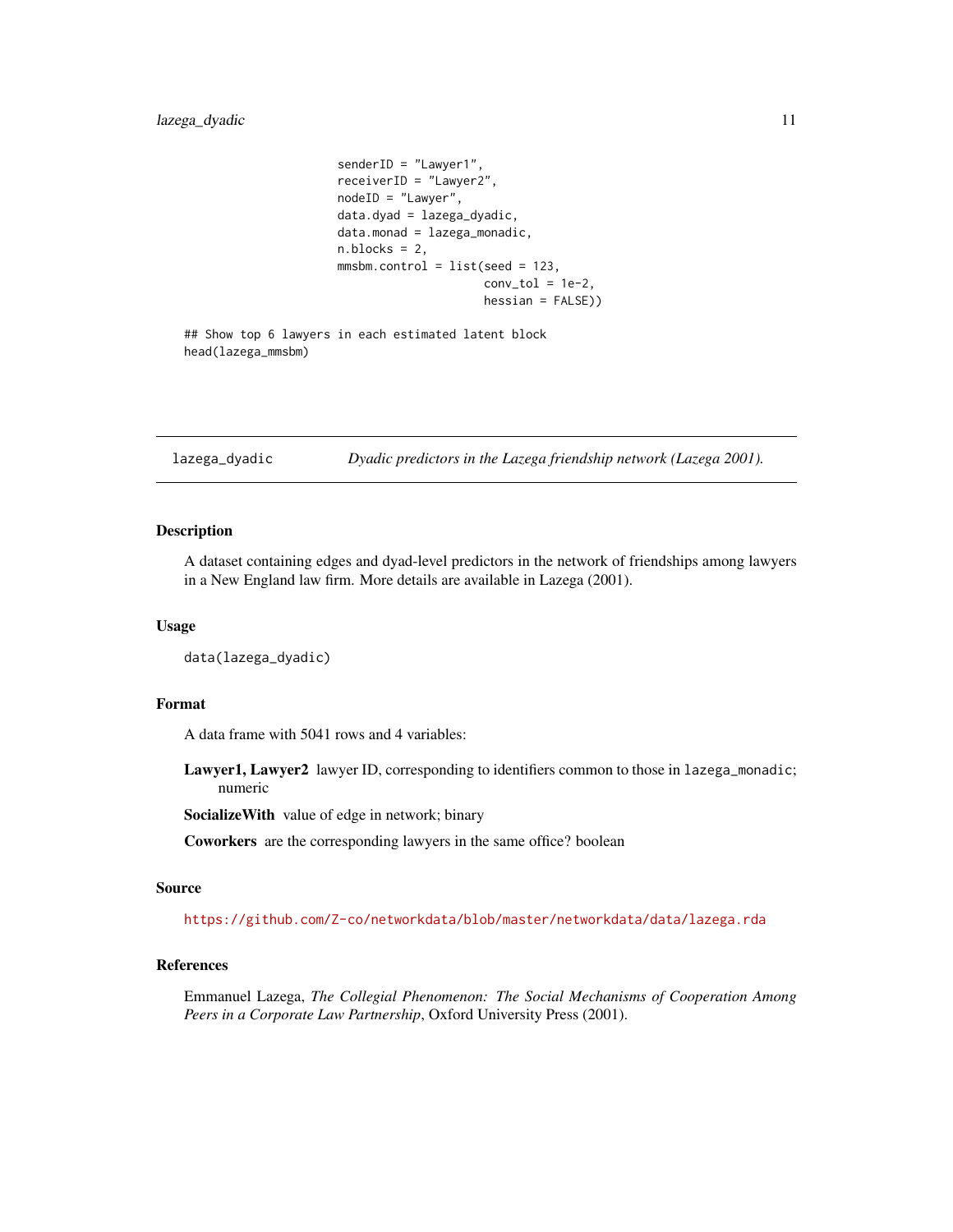```
                        senderID = "Lawyer1",
                        receiverID = "Lawyer2",
                        nodeID = "Lawyer",
                        data.dyad = lazega_dyadic,
                        data.monad = lazega_monadic,
                        n.blocks = 2,
                        mmsbm.control = list(seed = 123,
                                             conv_tol = 1e-2,
                                             hessian = FALSE))

## Show top 6 lawyers in each estimated latent block
head(lazega_mmsbm)
```

---

`lazega_dyadic` — *Dyadic predictors in the Lazega friendship network (Lazega 2001).*

---

## Description

A dataset containing edges and dyad-level predictors in the network of friendships among lawyers in a New England law firm. More details are available in Lazega (2001).

## Usage

```
data(lazega_dyadic)
```

## Format

A data frame with 5041 rows and 4 variables:

**Lawyer1, Lawyer2** lawyer ID, corresponding to identifiers common to those in `lazega_monadic`; numeric

**SocializeWith** value of edge in network; binary

**Coworkers** are the corresponding lawyers in the same office? boolean

## Source

https://github.com/Z-co/networkdata/blob/master/networkdata/data/lazega.rda

## References

Emmanuel Lazega, *The Collegial Phenomenon: The Social Mechanisms of Cooperation Among Peers in a Corporate Law Partnership*, Oxford University Press (2001).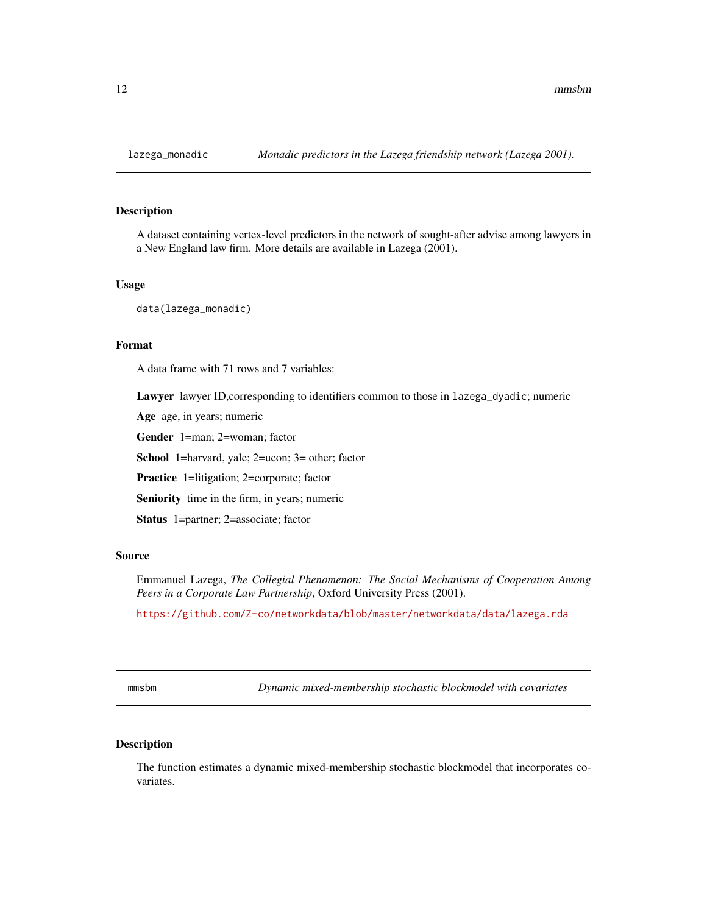## lazega_monadic — *Monadic predictors in the Lazega friendship network (Lazega 2001).*

### Description

A dataset containing vertex-level predictors in the network of sought-after advise among lawyers in a New England law firm. More details are available in Lazega (2001).

### Usage

```
data(lazega_monadic)
```

### Format

A data frame with 71 rows and 7 variables:

**Lawyer** lawyer ID,corresponding to identifiers common to those in `lazega_dyadic`; numeric

**Age** age, in years; numeric

**Gender** 1=man; 2=woman; factor

**School** 1=harvard, yale; 2=ucon; 3= other; factor

**Practice** 1=litigation; 2=corporate; factor

**Seniority** time in the firm, in years; numeric

**Status** 1=partner; 2=associate; factor

### Source

Emmanuel Lazega, *The Collegial Phenomenon: The Social Mechanisms of Cooperation Among Peers in a Corporate Law Partnership*, Oxford University Press (2001).

https://github.com/Z-co/networkdata/blob/master/networkdata/data/lazega.rda

## mmsbm — *Dynamic mixed-membership stochastic blockmodel with covariates*

### Description

The function estimates a dynamic mixed-membership stochastic blockmodel that incorporates covariates.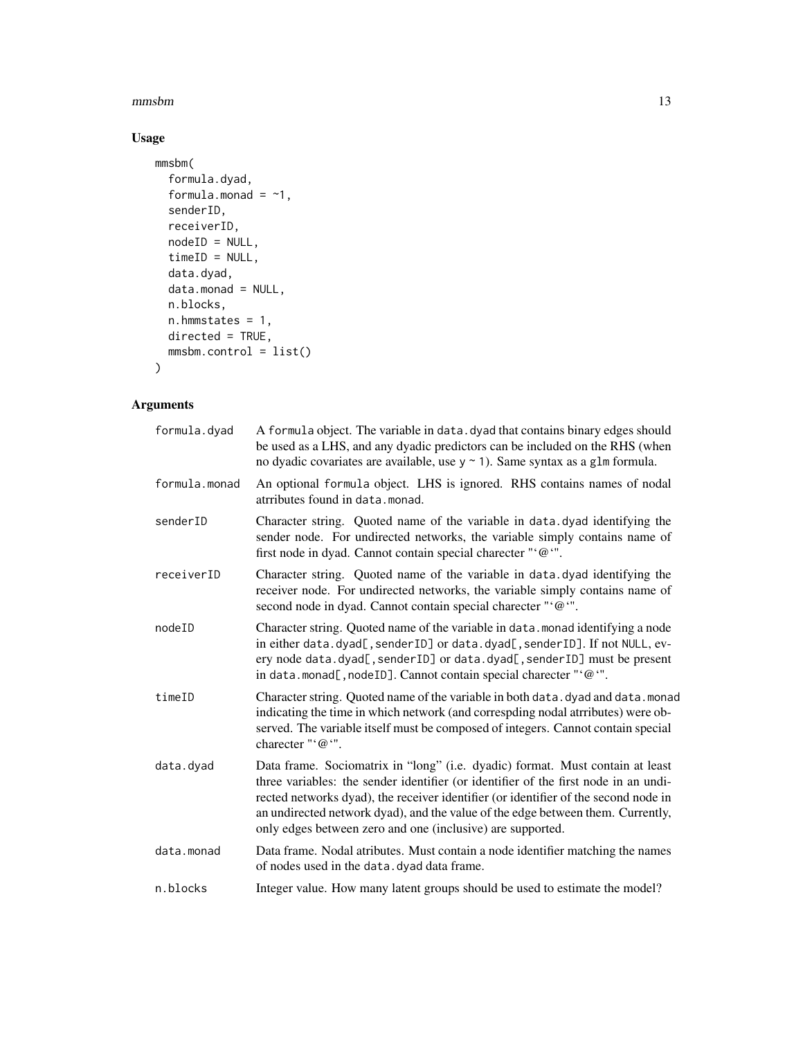## Usage

```
mmsbm(
  formula.dyad,
  formula.monad = ~1,
  senderID,
  receiverID,
  nodeID = NULL,
  timeID = NULL,
  data.dyad,
  data.monad = NULL,
  n.blocks,
  n.hmmstates = 1,
  directed = TRUE,
  mmsbm.control = list()
)
```

## Arguments

| | |
|---|---|
| formula.dyad | A formula object. The variable in data.dyad that contains binary edges should be used as a LHS, and any dyadic predictors can be included on the RHS (when no dyadic covariates are available, use y ~ 1). Same syntax as a glm formula. |
| formula.monad | An optional formula object. LHS is ignored. RHS contains names of nodal atrributes found in data.monad. |
| senderID | Character string. Quoted name of the variable in data.dyad identifying the sender node. For undirected networks, the variable simply contains name of first node in dyad. Cannot contain special charecter "`@`". |
| receiverID | Character string. Quoted name of the variable in data.dyad identifying the receiver node. For undirected networks, the variable simply contains name of second node in dyad. Cannot contain special charecter "`@`". |
| nodeID | Character string. Quoted name of the variable in data.monad identifying a node in either data.dyad[,senderID] or data.dyad[,senderID]. If not NULL, every node data.dyad[,senderID] or data.dyad[,senderID] must be present in data.monad[,nodeID]. Cannot contain special charecter "`@`". |
| timeID | Character string. Quoted name of the variable in both data.dyad and data.monad indicating the time in which network (and correspding nodal atrributes) were observed. The variable itself must be composed of integers. Cannot contain special charecter "`@`". |
| data.dyad | Data frame. Sociomatrix in "long" (i.e. dyadic) format. Must contain at least three variables: the sender identifier (or identifier of the first node in an undirected networks dyad), the receiver identifier (or identifier of the second node in an undirected network dyad), and the value of the edge between them. Currently, only edges between zero and one (inclusive) are supported. |
| data.monad | Data frame. Nodal atributes. Must contain a node identifier matching the names of nodes used in the data.dyad data frame. |
| n.blocks | Integer value. How many latent groups should be used to estimate the model? |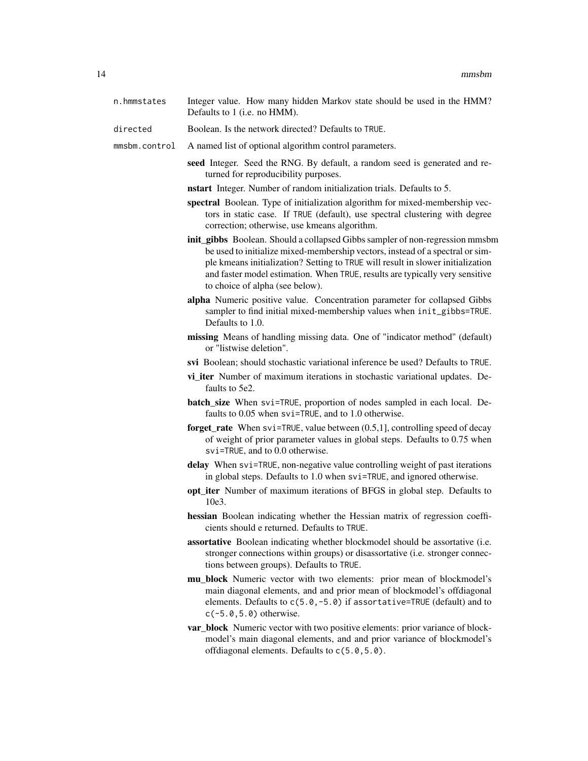n.hmmstates
: Integer value. How many hidden Markov state should be used in the HMM? Defaults to 1 (i.e. no HMM).

directed
: Boolean. Is the network directed? Defaults to TRUE.

mmsbm.control
: A named list of optional algorithm control parameters.

  - **seed** Integer. Seed the RNG. By default, a random seed is generated and returned for reproducibility purposes.
  - **nstart** Integer. Number of random initialization trials. Defaults to 5.
  - **spectral** Boolean. Type of initialization algorithm for mixed-membership vectors in static case. If TRUE (default), use spectral clustering with degree correction; otherwise, use kmeans algorithm.
  - **init_gibbs** Boolean. Should a collapsed Gibbs sampler of non-regression mmsbm be used to initialize mixed-membership vectors, instead of a spectral or simple kmeans initialization? Setting to TRUE will result in slower initialization and faster model estimation. When TRUE, results are typically very sensitive to choice of alpha (see below).
  - **alpha** Numeric positive value. Concentration parameter for collapsed Gibbs sampler to find initial mixed-membership values when init_gibbs=TRUE. Defaults to 1.0.
  - **missing** Means of handling missing data. One of "indicator method" (default) or "listwise deletion".
  - **svi** Boolean; should stochastic variational inference be used? Defaults to TRUE.
  - **vi_iter** Number of maximum iterations in stochastic variational updates. Defaults to 5e2.
  - **batch_size** When svi=TRUE, proportion of nodes sampled in each local. Defaults to 0.05 when svi=TRUE, and to 1.0 otherwise.
  - **forget_rate** When svi=TRUE, value between (0.5,1], controlling speed of decay of weight of prior parameter values in global steps. Defaults to 0.75 when svi=TRUE, and to 0.0 otherwise.
  - **delay** When svi=TRUE, non-negative value controlling weight of past iterations in global steps. Defaults to 1.0 when svi=TRUE, and ignored otherwise.
  - **opt_iter** Number of maximum iterations of BFGS in global step. Defaults to 10e3.
  - **hessian** Boolean indicating whether the Hessian matrix of regression coefficients should e returned. Defaults to TRUE.
  - **assortative** Boolean indicating whether blockmodel should be assortative (i.e. stronger connections within groups) or disassortative (i.e. stronger connections between groups). Defaults to TRUE.
  - **mu_block** Numeric vector with two elements: prior mean of blockmodel's main diagonal elements, and and prior mean of blockmodel's offdiagonal elements. Defaults to c(5.0,-5.0) if assortative=TRUE (default) and to c(-5.0,5.0) otherwise.
  - **var_block** Numeric vector with two positive elements: prior variance of blockmodel's main diagonal elements, and and prior variance of blockmodel's offdiagonal elements. Defaults to c(5.0,5.0).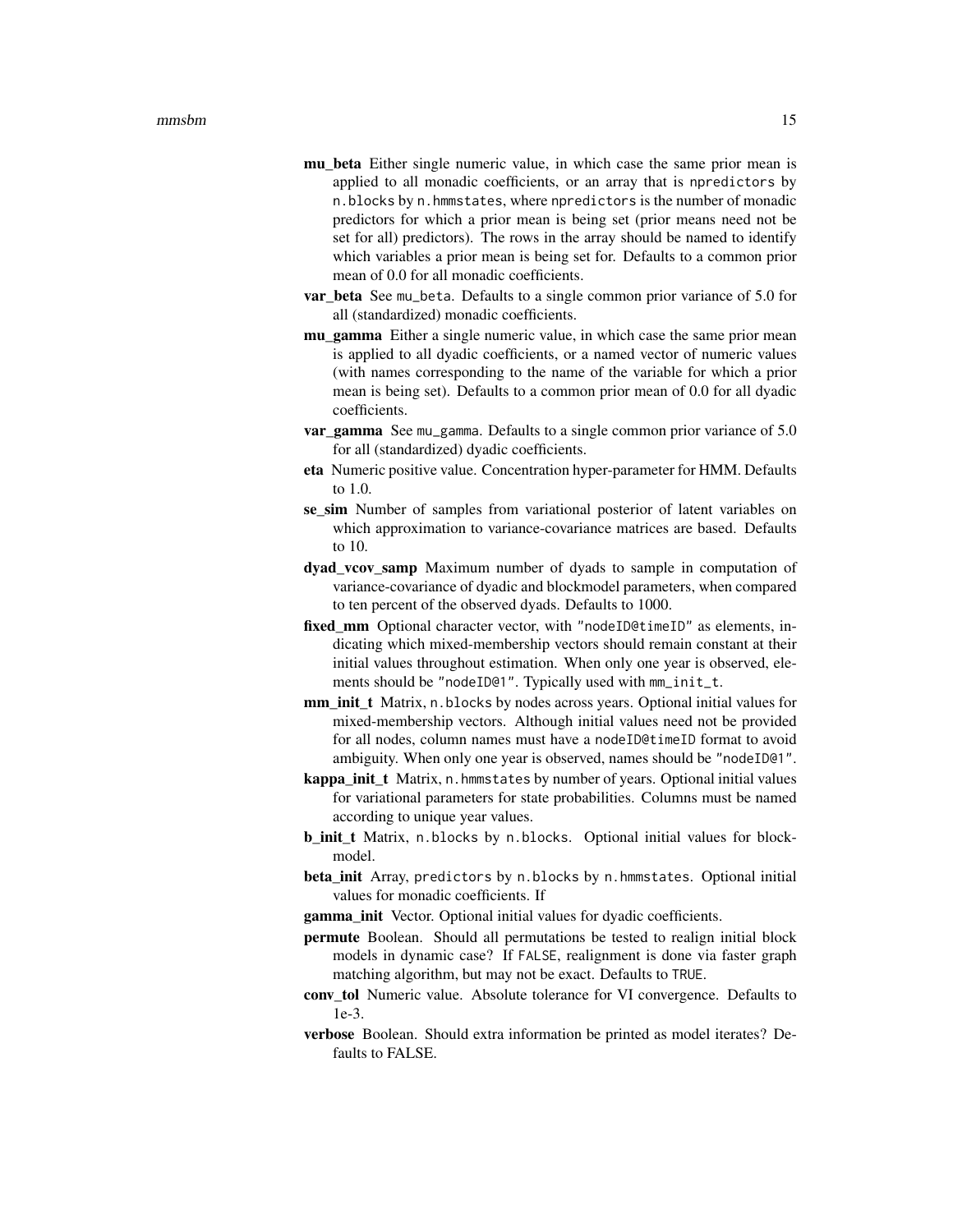**mu_beta** Either single numeric value, in which case the same prior mean is applied to all monadic coefficients, or an array that is `npredictors` by `n.blocks` by `n.hmmstates`, where `npredictors` is the number of monadic predictors for which a prior mean is being set (prior means need not be set for all) predictors). The rows in the array should be named to identify which variables a prior mean is being set for. Defaults to a common prior mean of 0.0 for all monadic coefficients.

**var_beta** See `mu_beta`. Defaults to a single common prior variance of 5.0 for all (standardized) monadic coefficients.

**mu_gamma** Either a single numeric value, in which case the same prior mean is applied to all dyadic coefficients, or a named vector of numeric values (with names corresponding to the name of the variable for which a prior mean is being set). Defaults to a common prior mean of 0.0 for all dyadic coefficients.

**var_gamma** See `mu_gamma`. Defaults to a single common prior variance of 5.0 for all (standardized) dyadic coefficients.

**eta** Numeric positive value. Concentration hyper-parameter for HMM. Defaults to 1.0.

**se_sim** Number of samples from variational posterior of latent variables on which approximation to variance-covariance matrices are based. Defaults to 10.

**dyad_vcov_samp** Maximum number of dyads to sample in computation of variance-covariance of dyadic and blockmodel parameters, when compared to ten percent of the observed dyads. Defaults to 1000.

**fixed_mm** Optional character vector, with `"nodeID@timeID"` as elements, indicating which mixed-membership vectors should remain constant at their initial values throughout estimation. When only one year is observed, elements should be `"nodeID@1"`. Typically used with `mm_init_t`.

**mm_init_t** Matrix, `n.blocks` by nodes across years. Optional initial values for mixed-membership vectors. Although initial values need not be provided for all nodes, column names must have a `nodeID@timeID` format to avoid ambiguity. When only one year is observed, names should be `"nodeID@1"`.

**kappa_init_t** Matrix, `n.hmmstates` by number of years. Optional initial values for variational parameters for state probabilities. Columns must be named according to unique year values.

**b_init_t** Matrix, `n.blocks` by `n.blocks`. Optional initial values for blockmodel.

**beta_init** Array, `predictors` by `n.blocks` by `n.hmmstates`. Optional initial values for monadic coefficients. If

**gamma_init** Vector. Optional initial values for dyadic coefficients.

**permute** Boolean. Should all permutations be tested to realign initial block models in dynamic case? If `FALSE`, realignment is done via faster graph matching algorithm, but may not be exact. Defaults to `TRUE`.

**conv_tol** Numeric value. Absolute tolerance for VI convergence. Defaults to 1e-3.

**verbose** Boolean. Should extra information be printed as model iterates? Defaults to FALSE.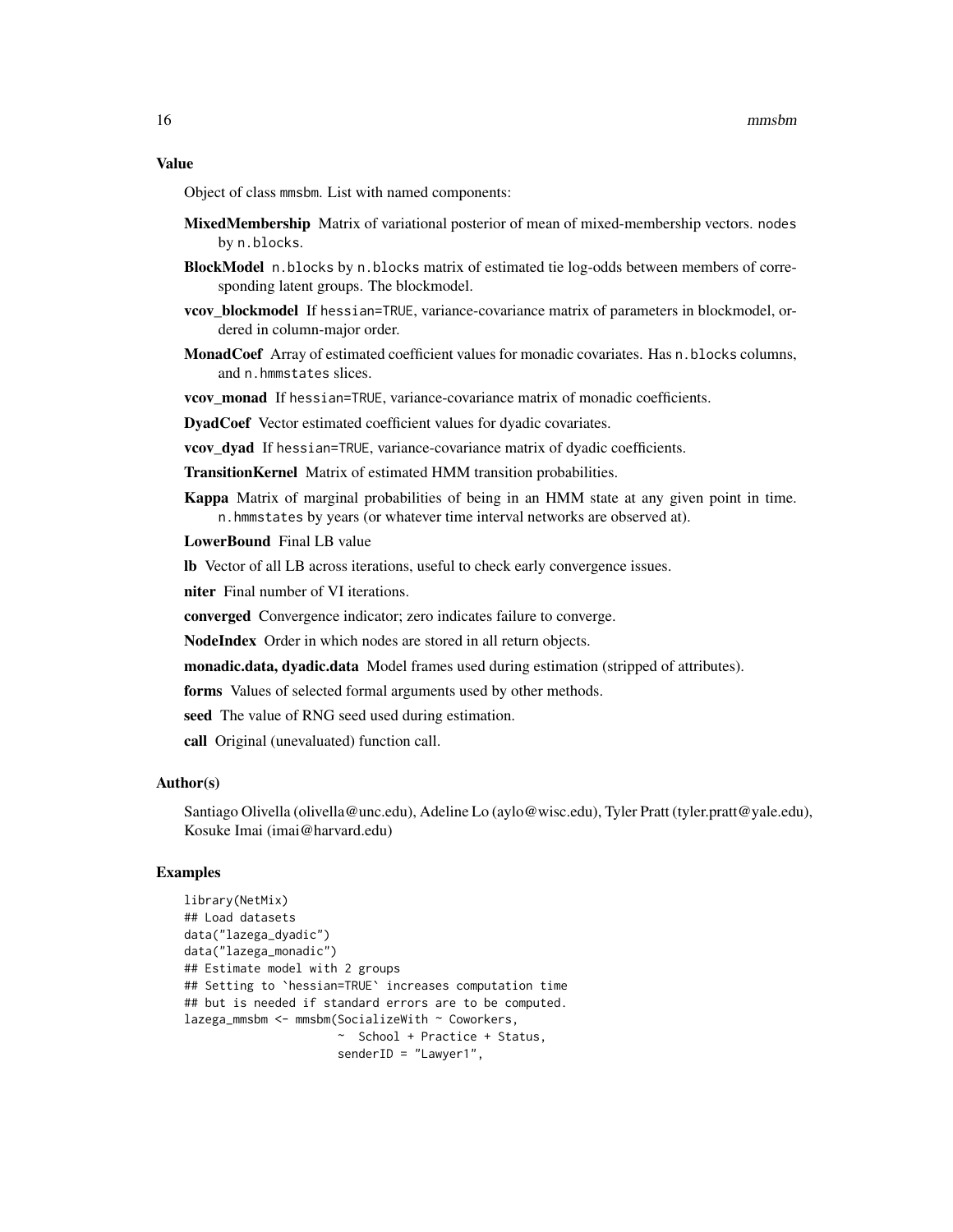### Value

Object of class mmsbm. List with named components:

**MixedMembership** Matrix of variational posterior of mean of mixed-membership vectors. `nodes` by `n.blocks`.

**BlockModel** `n.blocks` by `n.blocks` matrix of estimated tie log-odds between members of corresponding latent groups. The blockmodel.

**vcov_blockmodel** If `hessian=TRUE`, variance-covariance matrix of parameters in blockmodel, ordered in column-major order.

**MonadCoef** Array of estimated coefficient values for monadic covariates. Has `n.blocks` columns, and `n.hmmstates` slices.

**vcov_monad** If `hessian=TRUE`, variance-covariance matrix of monadic coefficients.

**DyadCoef** Vector estimated coefficient values for dyadic covariates.

**vcov_dyad** If `hessian=TRUE`, variance-covariance matrix of dyadic coefficients.

**TransitionKernel** Matrix of estimated HMM transition probabilities.

**Kappa** Matrix of marginal probabilities of being in an HMM state at any given point in time. `n.hmmstates` by years (or whatever time interval networks are observed at).

**LowerBound** Final LB value

**lb** Vector of all LB across iterations, useful to check early convergence issues.

**niter** Final number of VI iterations.

**converged** Convergence indicator; zero indicates failure to converge.

**NodeIndex** Order in which nodes are stored in all return objects.

**monadic.data, dyadic.data** Model frames used during estimation (stripped of attributes).

**forms** Values of selected formal arguments used by other methods.

**seed** The value of RNG seed used during estimation.

**call** Original (unevaluated) function call.

### Author(s)

Santiago Olivella (olivella@unc.edu), Adeline Lo (aylo@wisc.edu), Tyler Pratt (tyler.pratt@yale.edu), Kosuke Imai (imai@harvard.edu)

### Examples

```
library(NetMix)
## Load datasets
data("lazega_dyadic")
data("lazega_monadic")
## Estimate model with 2 groups
## Setting to `hessian=TRUE` increases computation time
## but is needed if standard errors are to be computed.
lazega_mmsbm <- mmsbm(SocializeWith ~ Coworkers,
                      ~  School + Practice + Status,
                      senderID = "Lawyer1",
```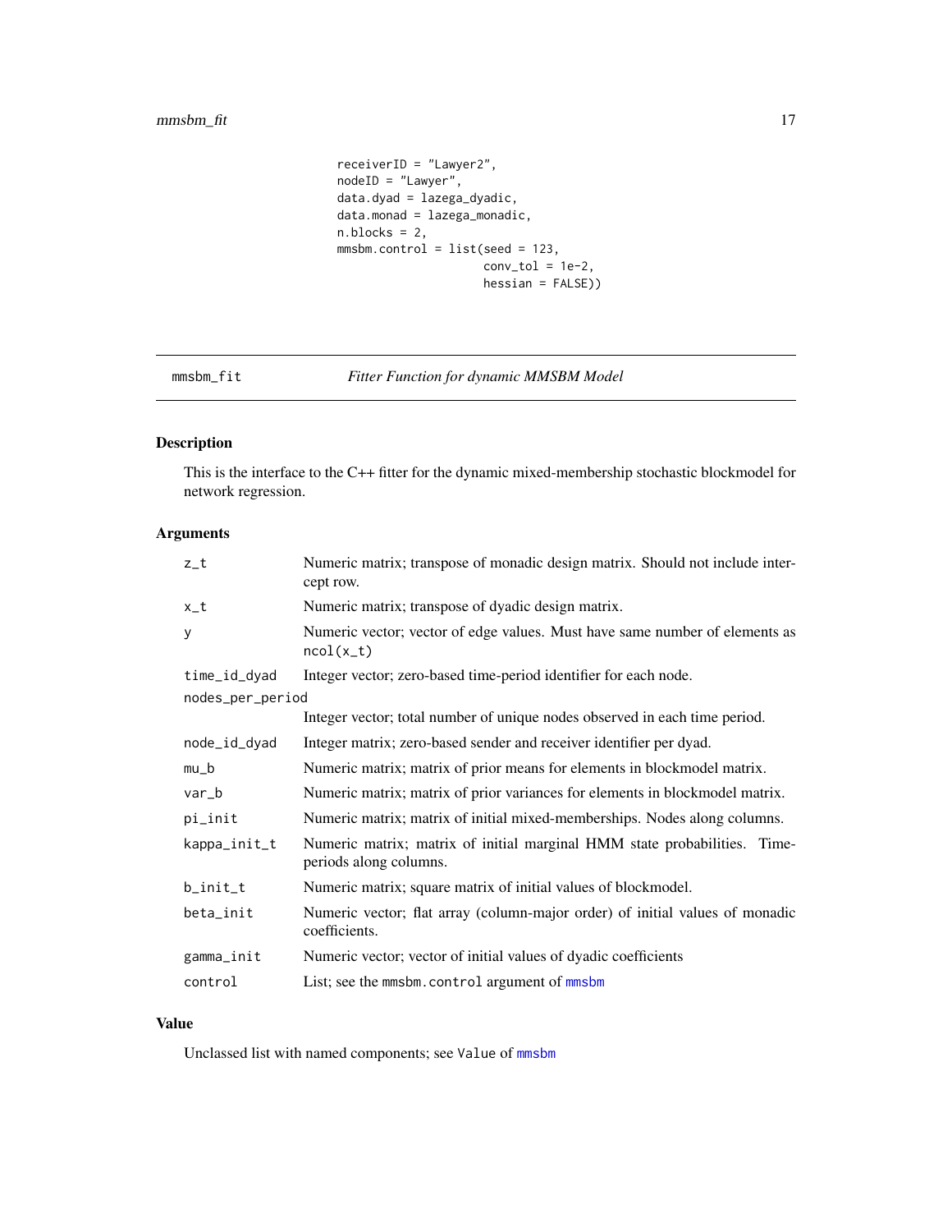```
receiverID = "Lawyer2",
nodeID = "Lawyer",
data.dyad = lazega_dyadic,
data.monad = lazega_monadic,
n.blocks = 2,
mmsbm.control = list(seed = 123,
                     conv_tol = 1e-2,
                     hessian = FALSE))
```

---

## mmsbm_fit    *Fitter Function for dynamic MMSBM Model*

---

### Description

This is the interface to the C++ fitter for the dynamic mixed-membership stochastic blockmodel for network regression.

### Arguments

| | |
|---|---|
| `z_t` | Numeric matrix; transpose of monadic design matrix. Should not include intercept row. |
| `x_t` | Numeric matrix; transpose of dyadic design matrix. |
| `y` | Numeric vector; vector of edge values. Must have same number of elements as `ncol(x_t)` |
| `time_id_dyad` | Integer vector; zero-based time-period identifier for each node. |
| `nodes_per_period` | Integer vector; total number of unique nodes observed in each time period. |
| `node_id_dyad` | Integer matrix; zero-based sender and receiver identifier per dyad. |
| `mu_b` | Numeric matrix; matrix of prior means for elements in blockmodel matrix. |
| `var_b` | Numeric matrix; matrix of prior variances for elements in blockmodel matrix. |
| `pi_init` | Numeric matrix; matrix of initial mixed-memberships. Nodes along columns. |
| `kappa_init_t` | Numeric matrix; matrix of initial marginal HMM state probabilities. Time-periods along columns. |
| `b_init_t` | Numeric matrix; square matrix of initial values of blockmodel. |
| `beta_init` | Numeric vector; flat array (column-major order) of initial values of monadic coefficients. |
| `gamma_init` | Numeric vector; vector of initial values of dyadic coefficients |
| `control` | List; see the `mmsbm.control` argument of `mmsbm` |

### Value

Unclassed list with named components; see `Value` of `mmsbm`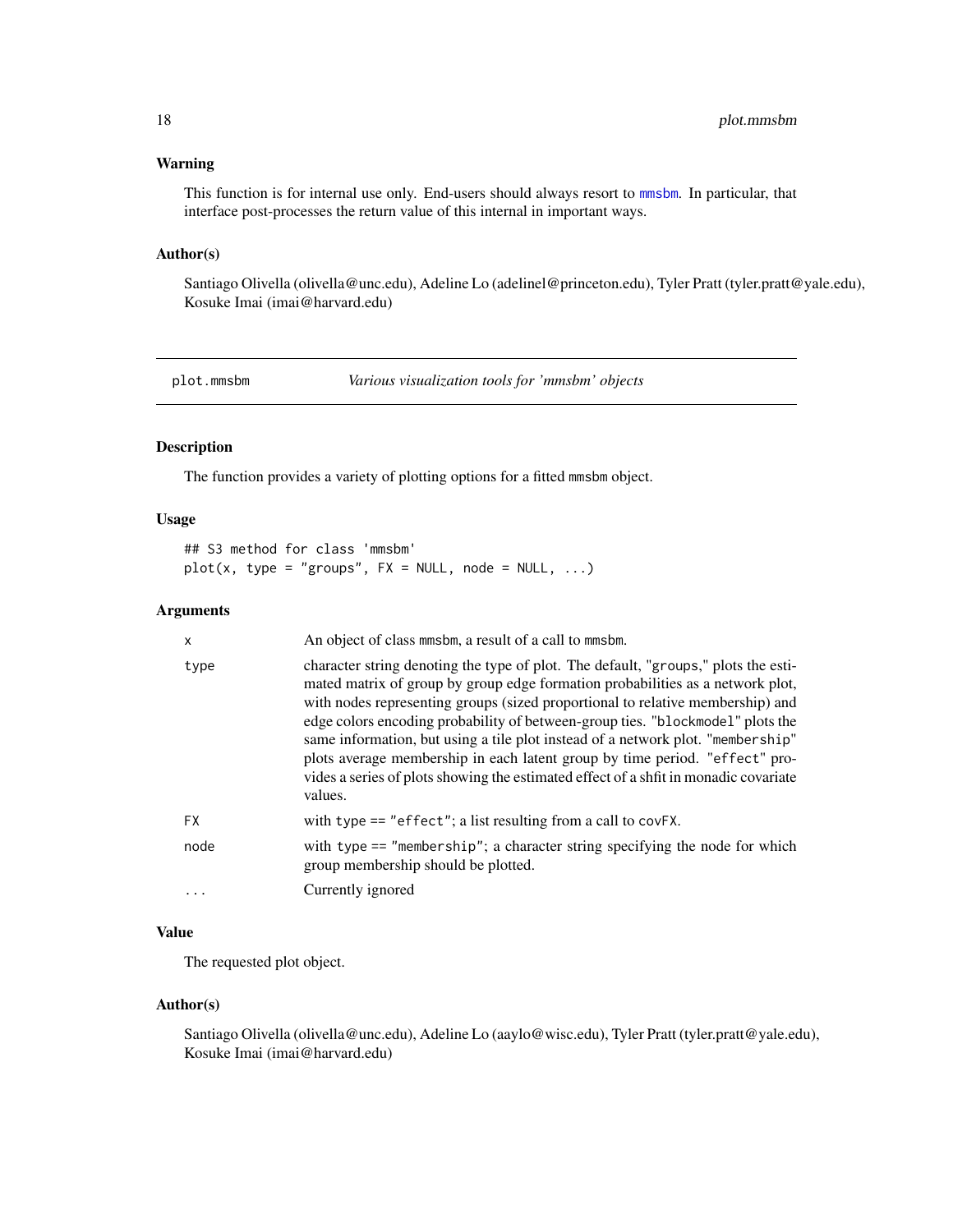### Warning

This function is for internal use only. End-users should always resort to mmsbm. In particular, that interface post-processes the return value of this internal in important ways.

### Author(s)

Santiago Olivella (olivella@unc.edu), Adeline Lo (adelinel@princeton.edu), Tyler Pratt (tyler.pratt@yale.edu), Kosuke Imai (imai@harvard.edu)

---

## plot.mmsbm — *Various visualization tools for 'mmsbm' objects*

### Description

The function provides a variety of plotting options for a fitted mmsbm object.

### Usage

```
## S3 method for class 'mmsbm'
plot(x, type = "groups", FX = NULL, node = NULL, ...)
```

### Arguments

| | |
|---|---|
| x | An object of class mmsbm, a result of a call to mmsbm. |
| type | character string denoting the type of plot. The default, "groups," plots the estimated matrix of group by group edge formation probabilities as a network plot, with nodes representing groups (sized proportional to relative membership) and edge colors encoding probability of between-group ties. "blockmodel" plots the same information, but using a tile plot instead of a network plot. "membership" plots average membership in each latent group by time period. "effect" provides a series of plots showing the estimated effect of a shfit in monadic covariate values. |
| FX | with type == "effect"; a list resulting from a call to covFX. |
| node | with type == "membership"; a character string specifying the node for which group membership should be plotted. |
| ... | Currently ignored |

### Value

The requested plot object.

### Author(s)

Santiago Olivella (olivella@unc.edu), Adeline Lo (aaylo@wisc.edu), Tyler Pratt (tyler.pratt@yale.edu), Kosuke Imai (imai@harvard.edu)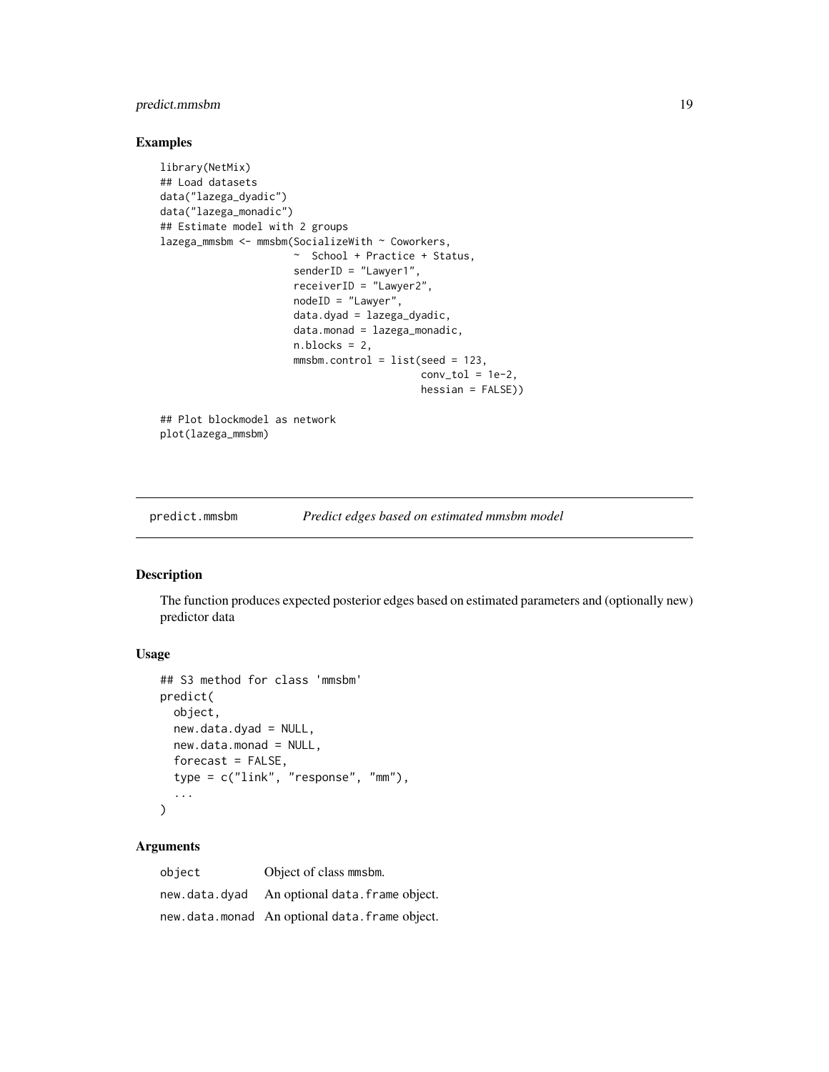## Examples

```
library(NetMix)
## Load datasets
data("lazega_dyadic")
data("lazega_monadic")
## Estimate model with 2 groups
lazega_mmsbm <- mmsbm(SocializeWith ~ Coworkers,
                      ~  School + Practice + Status,
                      senderID = "Lawyer1",
                      receiverID = "Lawyer2",
                      nodeID = "Lawyer",
                      data.dyad = lazega_dyadic,
                      data.monad = lazega_monadic,
                      n.blocks = 2,
                      mmsbm.control = list(seed = 123,
                                           conv_tol = 1e-2,
                                           hessian = FALSE))

## Plot blockmodel as network
plot(lazega_mmsbm)
```

---

# predict.mmsbm — *Predict edges based on estimated mmsbm model*

## Description

The function produces expected posterior edges based on estimated parameters and (optionally new) predictor data

## Usage

```
## S3 method for class 'mmsbm'
predict(
  object,
  new.data.dyad = NULL,
  new.data.monad = NULL,
  forecast = FALSE,
  type = c("link", "response", "mm"),
  ...
)
```

## Arguments

| | |
|---|---|
| object | Object of class mmsbm. |
| new.data.dyad | An optional data.frame object. |
| new.data.monad | An optional data.frame object. |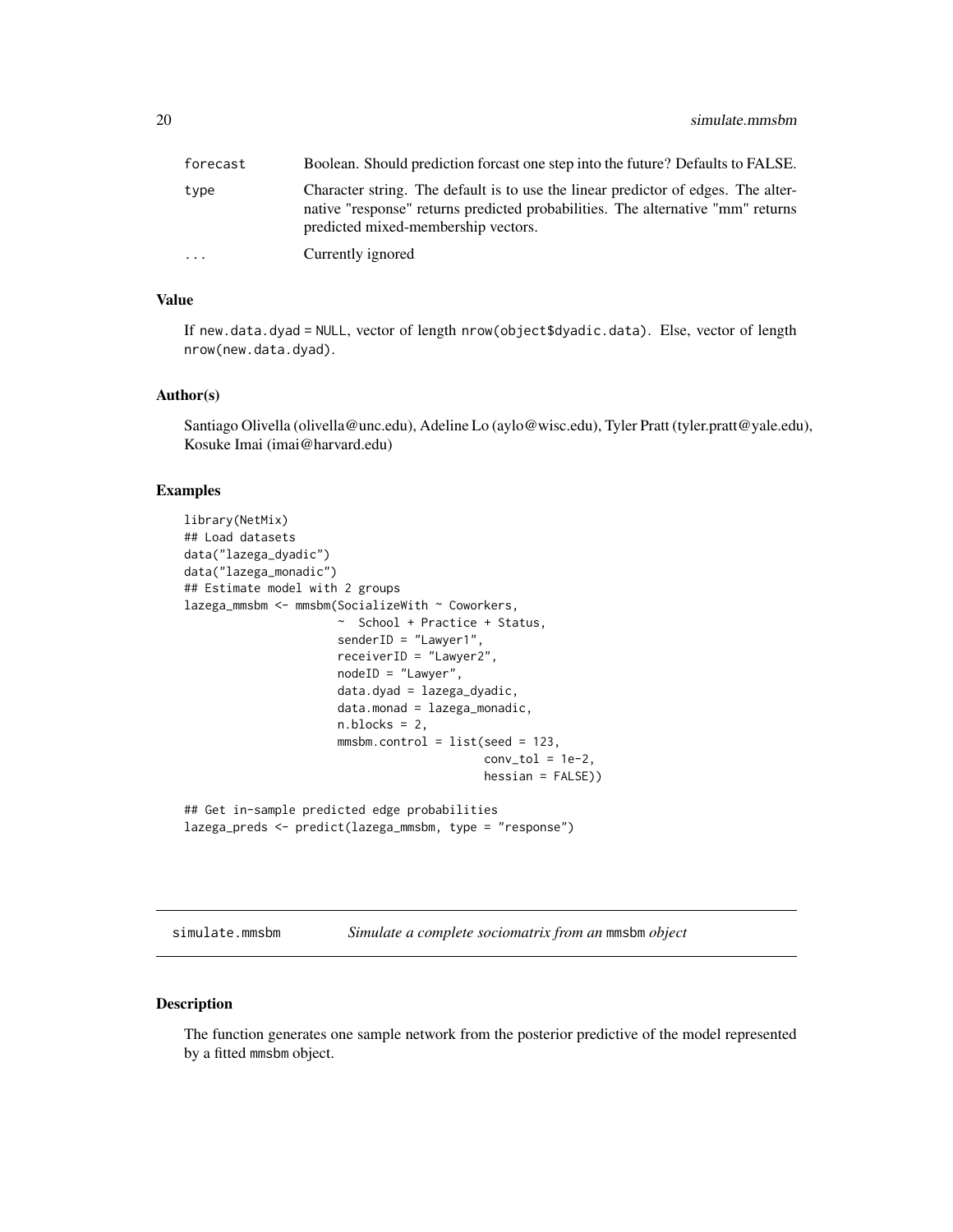| | |
|---|---|
| forecast | Boolean. Should prediction forcast one step into the future? Defaults to FALSE. |
| type | Character string. The default is to use the linear predictor of edges. The alternative "response" returns predicted probabilities. The alternative "mm" returns predicted mixed-membership vectors. |
| ... | Currently ignored |

### Value

If new.data.dyad = NULL, vector of length nrow(object$dyadic.data). Else, vector of length nrow(new.data.dyad).

### Author(s)

Santiago Olivella (olivella@unc.edu), Adeline Lo (aylo@wisc.edu), Tyler Pratt (tyler.pratt@yale.edu), Kosuke Imai (imai@harvard.edu)

### Examples

```
library(NetMix)
## Load datasets
data("lazega_dyadic")
data("lazega_monadic")
## Estimate model with 2 groups
lazega_mmsbm <- mmsbm(SocializeWith ~ Coworkers,
                      ~  School + Practice + Status,
                      senderID = "Lawyer1",
                      receiverID = "Lawyer2",
                      nodeID = "Lawyer",
                      data.dyad = lazega_dyadic,
                      data.monad = lazega_monadic,
                      n.blocks = 2,
                      mmsbm.control = list(seed = 123,
                                           conv_tol = 1e-2,
                                           hessian = FALSE))

## Get in-sample predicted edge probabilities
lazega_preds <- predict(lazega_mmsbm, type = "response")
```

## simulate.mmsbm    *Simulate a complete sociomatrix from an* mmsbm *object*

### Description

The function generates one sample network from the posterior predictive of the model represented by a fitted mmsbm object.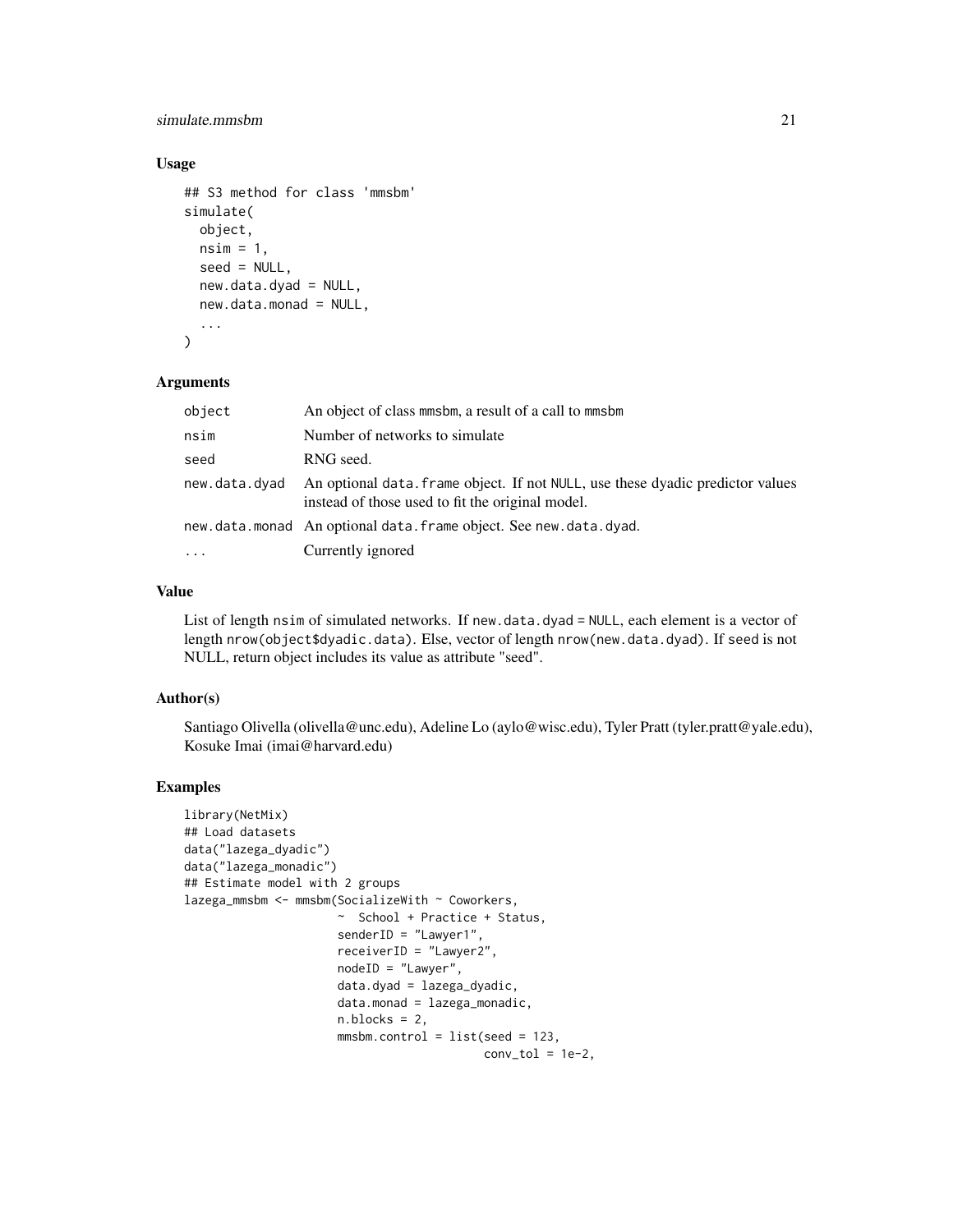### Usage

```
## S3 method for class 'mmsbm'
simulate(
  object,
  nsim = 1,
  seed = NULL,
  new.data.dyad = NULL,
  new.data.monad = NULL,
  ...
)
```

### Arguments

| | |
|---|---|
| object | An object of class mmsbm, a result of a call to mmsbm |
| nsim | Number of networks to simulate |
| seed | RNG seed. |
| new.data.dyad | An optional data.frame object. If not NULL, use these dyadic predictor values instead of those used to fit the original model. |
| new.data.monad | An optional data.frame object. See new.data.dyad. |
| ... | Currently ignored |

### Value

List of length nsim of simulated networks. If new.data.dyad = NULL, each element is a vector of length nrow(object$dyadic.data). Else, vector of length nrow(new.data.dyad). If seed is not NULL, return object includes its value as attribute "seed".

### Author(s)

Santiago Olivella (olivella@unc.edu), Adeline Lo (aylo@wisc.edu), Tyler Pratt (tyler.pratt@yale.edu), Kosuke Imai (imai@harvard.edu)

### Examples

```
library(NetMix)
## Load datasets
data("lazega_dyadic")
data("lazega_monadic")
## Estimate model with 2 groups
lazega_mmsbm <- mmsbm(SocializeWith ~ Coworkers,
                      ~  School + Practice + Status,
                      senderID = "Lawyer1",
                      receiverID = "Lawyer2",
                      nodeID = "Lawyer",
                      data.dyad = lazega_dyadic,
                      data.monad = lazega_monadic,
                      n.blocks = 2,
                      mmsbm.control = list(seed = 123,
                                           conv_tol = 1e-2,
```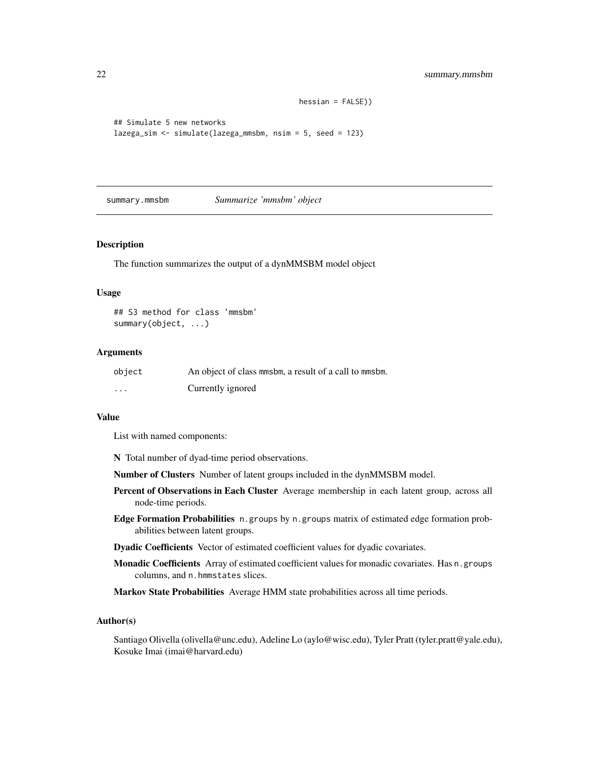```
                                            hessian = FALSE))

## Simulate 5 new networks
lazega_sim <- simulate(lazega_mmsbm, nsim = 5, seed = 123)
```

---

## summary.mmsbm *Summarize 'mmsbm' object*

### Description

The function summarizes the output of a dynMMSBM model object

### Usage

```
## S3 method for class 'mmsbm'
summary(object, ...)
```

### Arguments

| | |
|---|---|
| object | An object of class mmsbm, a result of a call to mmsbm. |
| ... | Currently ignored |

### Value

List with named components:

**N** Total number of dyad-time period observations.

**Number of Clusters** Number of latent groups included in the dynMMSBM model.

**Percent of Observations in Each Cluster** Average membership in each latent group, across all node-time periods.

**Edge Formation Probabilities** `n.groups` by `n.groups` matrix of estimated edge formation probabilities between latent groups.

**Dyadic Coefficients** Vector of estimated coefficient values for dyadic covariates.

**Monadic Coefficients** Array of estimated coefficient values for monadic covariates. Has `n.groups` columns, and `n.hmmstates` slices.

**Markov State Probabilities** Average HMM state probabilities across all time periods.

### Author(s)

Santiago Olivella (olivella@unc.edu), Adeline Lo (aylo@wisc.edu), Tyler Pratt (tyler.pratt@yale.edu), Kosuke Imai (imai@harvard.edu)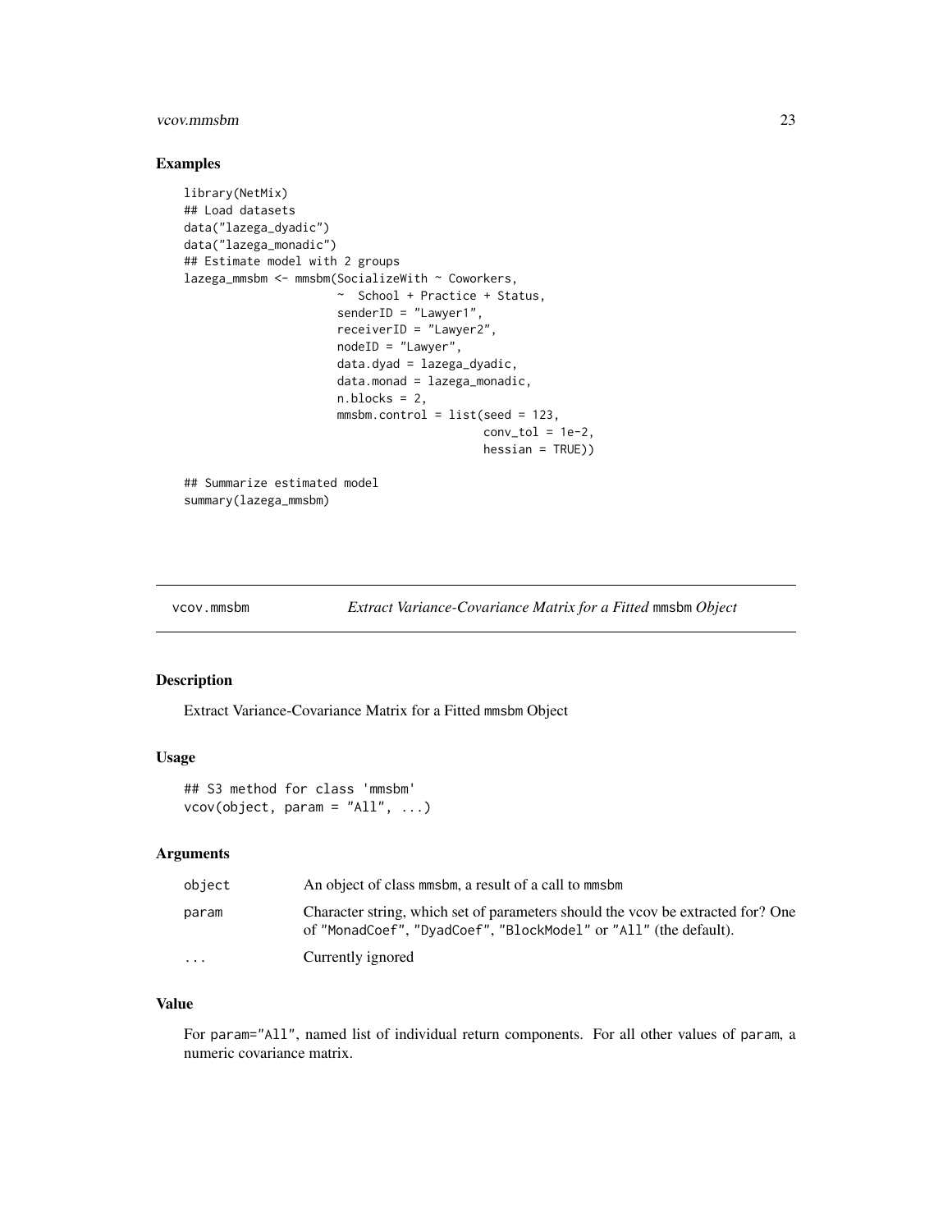## Examples

```
library(NetMix)
## Load datasets
data("lazega_dyadic")
data("lazega_monadic")
## Estimate model with 2 groups
lazega_mmsbm <- mmsbm(SocializeWith ~ Coworkers,
                      ~  School + Practice + Status,
                      senderID = "Lawyer1",
                      receiverID = "Lawyer2",
                      nodeID = "Lawyer",
                      data.dyad = lazega_dyadic,
                      data.monad = lazega_monadic,
                      n.blocks = 2,
                      mmsbm.control = list(seed = 123,
                                           conv_tol = 1e-2,
                                           hessian = TRUE))

## Summarize estimated model
summary(lazega_mmsbm)
```

---

# vcov.mmsbm — *Extract Variance-Covariance Matrix for a Fitted* mmsbm *Object*

## Description

Extract Variance-Covariance Matrix for a Fitted mmsbm Object

## Usage

```
## S3 method for class 'mmsbm'
vcov(object, param = "All", ...)
```

## Arguments

| | |
|---|---|
| object | An object of class mmsbm, a result of a call to mmsbm |
| param | Character string, which set of parameters should the vcov be extracted for? One of "MonadCoef", "DyadCoef", "BlockModel" or "All" (the default). |
| ... | Currently ignored |

## Value

For param="All", named list of individual return components. For all other values of param, a numeric covariance matrix.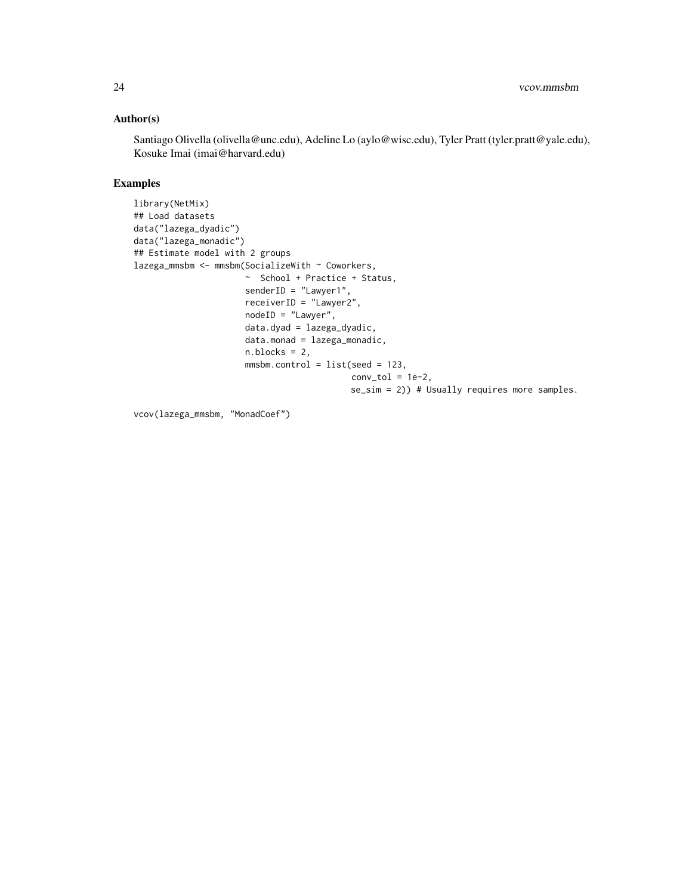## Author(s)

Santiago Olivella (olivella@unc.edu), Adeline Lo (aylo@wisc.edu), Tyler Pratt (tyler.pratt@yale.edu), Kosuke Imai (imai@harvard.edu)

## Examples

```
library(NetMix)
## Load datasets
data("lazega_dyadic")
data("lazega_monadic")
## Estimate model with 2 groups
lazega_mmsbm <- mmsbm(SocializeWith ~ Coworkers,
                      ~  School + Practice + Status,
                      senderID = "Lawyer1",
                      receiverID = "Lawyer2",
                      nodeID = "Lawyer",
                      data.dyad = lazega_dyadic,
                      data.monad = lazega_monadic,
                      n.blocks = 2,
                      mmsbm.control = list(seed = 123,
                                           conv_tol = 1e-2,
                                           se_sim = 2)) # Usually requires more samples.

vcov(lazega_mmsbm, "MonadCoef")
```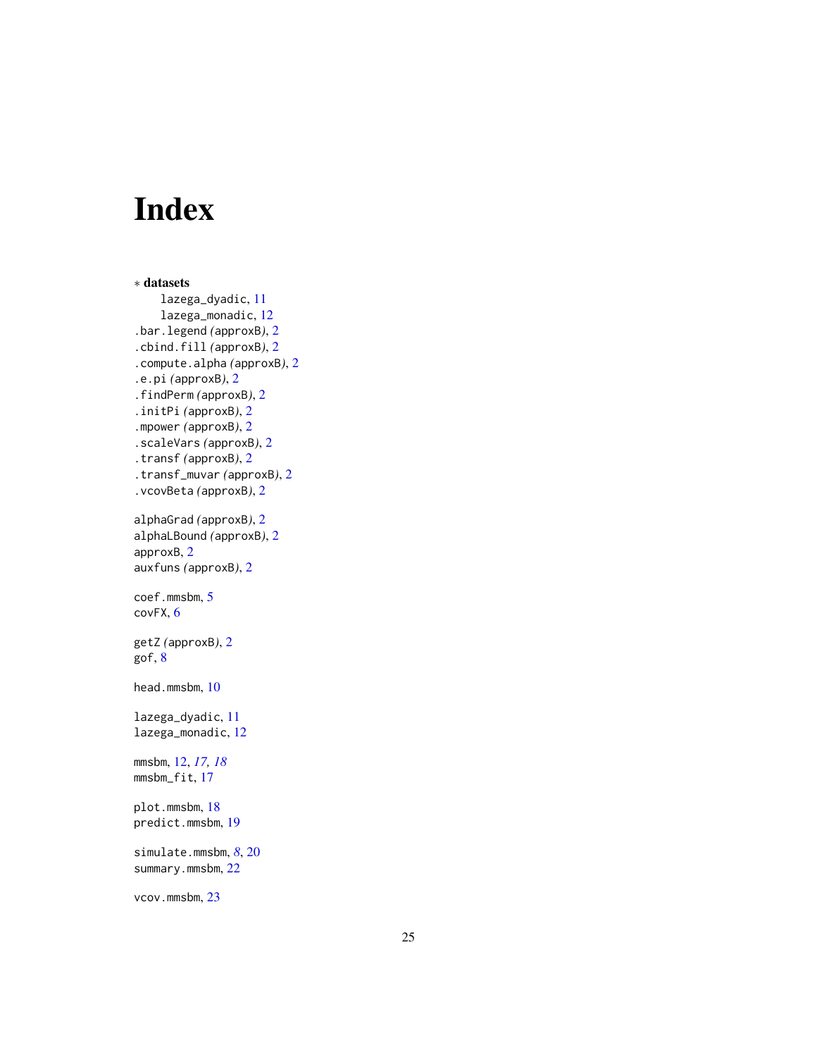# Index

∗ **datasets**
    lazega_dyadic, 11
    lazega_monadic, 12

.bar.legend *(*approxB*)*, 2
.cbind.fill *(*approxB*)*, 2
.compute.alpha *(*approxB*)*, 2
.e.pi *(*approxB*)*, 2
.findPerm *(*approxB*)*, 2
.initPi *(*approxB*)*, 2
.mpower *(*approxB*)*, 2
.scaleVars *(*approxB*)*, 2
.transf *(*approxB*)*, 2
.transf_muvar *(*approxB*)*, 2
.vcovBeta *(*approxB*)*, 2

alphaGrad *(*approxB*)*, 2
alphaLBound *(*approxB*)*, 2
approxB, 2
auxfuns *(*approxB*)*, 2

coef.mmsbm, 5
covFX, 6

getZ *(*approxB*)*, 2
gof, 8

head.mmsbm, 10

lazega_dyadic, 11
lazega_monadic, 12

mmsbm, 12, *17, 18*
mmsbm_fit, 17

plot.mmsbm, 18
predict.mmsbm, 19

simulate.mmsbm, *8*, 20
summary.mmsbm, 22

vcov.mmsbm, 23